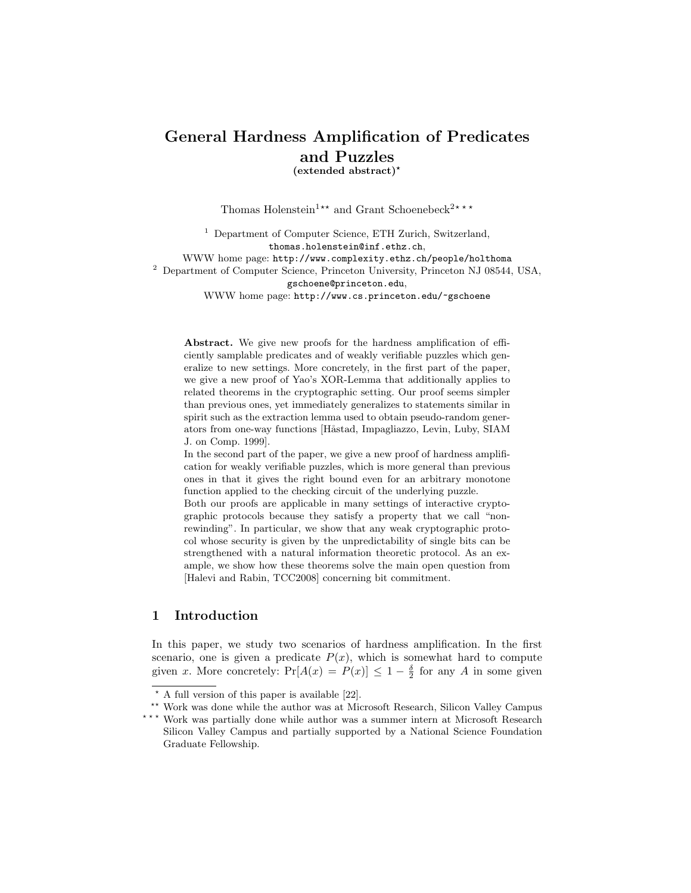# General Hardness Amplification of Predicates and Puzzles

**(extended abstract)***

Thomas Holenstein[1**] and Grant Schoenebeck[2***]

[1] Department of Computer Science, ETH Zurich, Switzerland,
thomas.holenstein@inf.ethz.ch,
WWW home page: http://www.complexity.ethz.ch/people/holthoma

[2] Department of Computer Science, Princeton University, Princeton NJ 08544, USA,
gschoene@princeton.edu,
WWW home page: http://www.cs.princeton.edu/~gschoene

**Abstract.** We give new proofs for the hardness amplification of efficiently samplable predicates and of weakly verifiable puzzles which generalize to new settings. More concretely, in the first part of the paper, we give a new proof of Yao's XOR-Lemma that additionally applies to related theorems in the cryptographic setting. Our proof seems simpler than previous ones, yet immediately generalizes to statements similar in spirit such as the extraction lemma used to obtain pseudo-random generators from one-way functions [Håstad, Impagliazzo, Levin, Luby, SIAM J. on Comp. 1999].

In the second part of the paper, we give a new proof of hardness amplification for weakly verifiable puzzles, which is more general than previous ones in that it gives the right bound even for an arbitrary monotone function applied to the checking circuit of the underlying puzzle.

Both our proofs are applicable in many settings of interactive cryptographic protocols because they satisfy a property that we call "non-rewinding". In particular, we show that any weak cryptographic protocol whose security is given by the unpredictability of single bits can be strengthened with a natural information theoretic protocol. As an example, we show how these theorems solve the main open question from [Halevi and Rabin, TCC2008] concerning bit commitment.

## 1 Introduction

In this paper, we study two scenarios of hardness amplification. In the first scenario, one is given a predicate $P(x)$, which is somewhat hard to compute given $x$. More concretely: $\Pr[A(x) = P(x)] \leq 1 - \frac{\delta}{2}$ for any $A$ in some given

---

* A full version of this paper is available [22].

** Work was done while the author was at Microsoft Research, Silicon Valley Campus

*** Work was partially done while author was a summer intern at Microsoft Research Silicon Valley Campus and partially supported by a National Science Foundation Graduate Fellowship.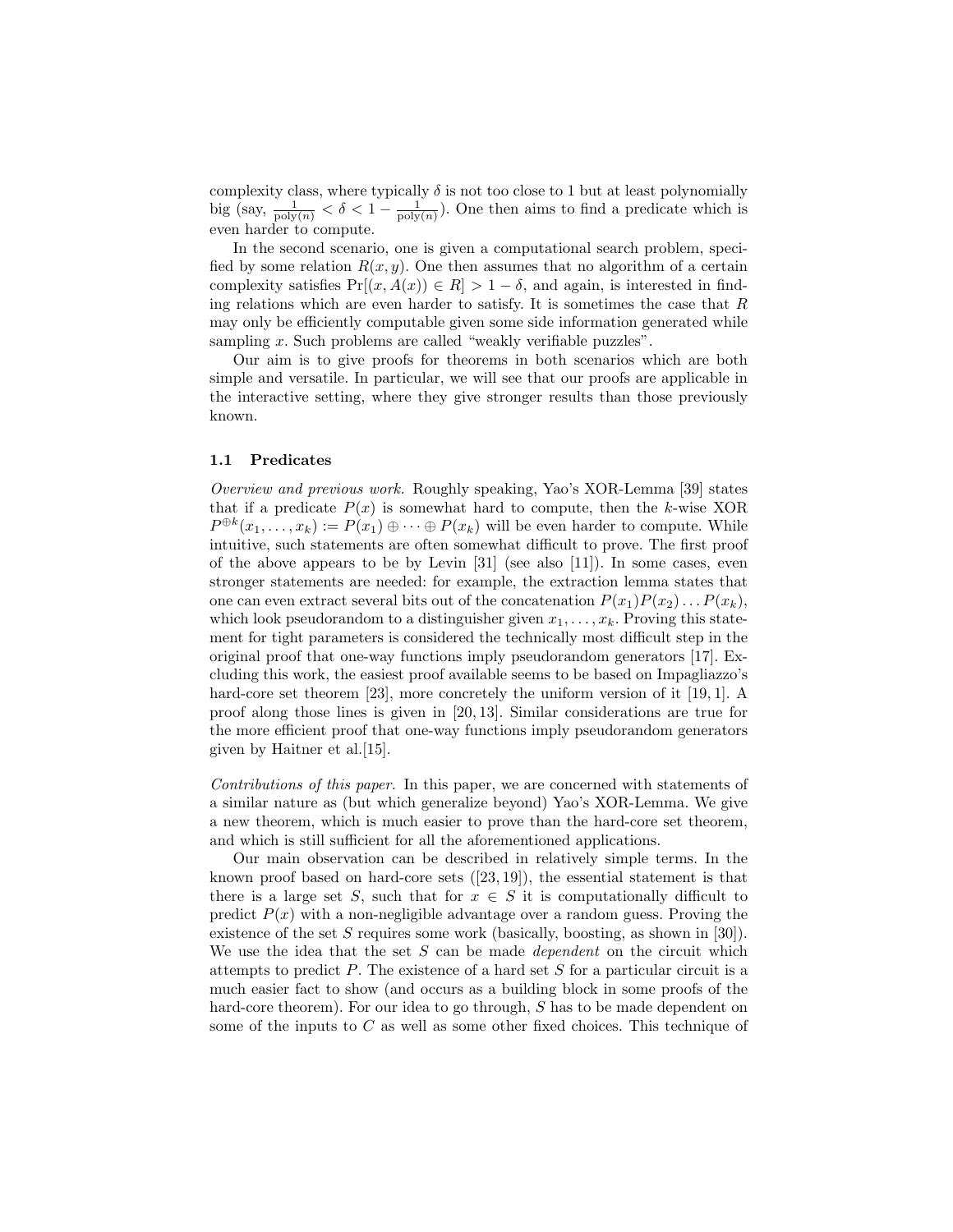complexity class, where typically $\delta$ is not too close to 1 but at least polynomially big (say, $\frac{1}{\mathrm{poly}(n)} < \delta < 1 - \frac{1}{\mathrm{poly}(n)}$). One then aims to find a predicate which is even harder to compute.

In the second scenario, one is given a computational search problem, specified by some relation $R(x, y)$. One then assumes that no algorithm of a certain complexity satisfies $\Pr[(x, A(x)) \in R] > 1 - \delta$, and again, is interested in finding relations which are even harder to satisfy. It is sometimes the case that $R$ may only be efficiently computable given some side information generated while sampling $x$. Such problems are called "weakly verifiable puzzles".

Our aim is to give proofs for theorems in both scenarios which are both simple and versatile. In particular, we will see that our proofs are applicable in the interactive setting, where they give stronger results than those previously known.

### 1.1 Predicates

*Overview and previous work.* Roughly speaking, Yao's XOR-Lemma [39] states that if a predicate $P(x)$ is somewhat hard to compute, then the $k$-wise XOR $P^{\oplus k}(x_1, \ldots, x_k) := P(x_1) \oplus \cdots \oplus P(x_k)$ will be even harder to compute. While intuitive, such statements are often somewhat difficult to prove. The first proof of the above appears to be by Levin [31] (see also [11]). In some cases, even stronger statements are needed: for example, the extraction lemma states that one can even extract several bits out of the concatenation $P(x_1)P(x_2)\ldots P(x_k)$, which look pseudorandom to a distinguisher given $x_1, \ldots, x_k$. Proving this statement for tight parameters is considered the technically most difficult step in the original proof that one-way functions imply pseudorandom generators [17]. Excluding this work, the easiest proof available seems to be based on Impagliazzo's hard-core set theorem [23], more concretely the uniform version of it [19, 1]. A proof along those lines is given in [20, 13]. Similar considerations are true for the more efficient proof that one-way functions imply pseudorandom generators given by Haitner et al.[15].

*Contributions of this paper.* In this paper, we are concerned with statements of a similar nature as (but which generalize beyond) Yao's XOR-Lemma. We give a new theorem, which is much easier to prove than the hard-core set theorem, and which is still sufficient for all the aforementioned applications.

Our main observation can be described in relatively simple terms. In the known proof based on hard-core sets ([23, 19]), the essential statement is that there is a large set $S$, such that for $x \in S$ it is computationally difficult to predict $P(x)$ with a non-negligible advantage over a random guess. Proving the existence of the set $S$ requires some work (basically, boosting, as shown in [30]). We use the idea that the set $S$ can be made *dependent* on the circuit which attempts to predict $P$. The existence of a hard set $S$ for a particular circuit is a much easier fact to show (and occurs as a building block in some proofs of the hard-core theorem). For our idea to go through, $S$ has to be made dependent on some of the inputs to $C$ as well as some other fixed choices. This technique of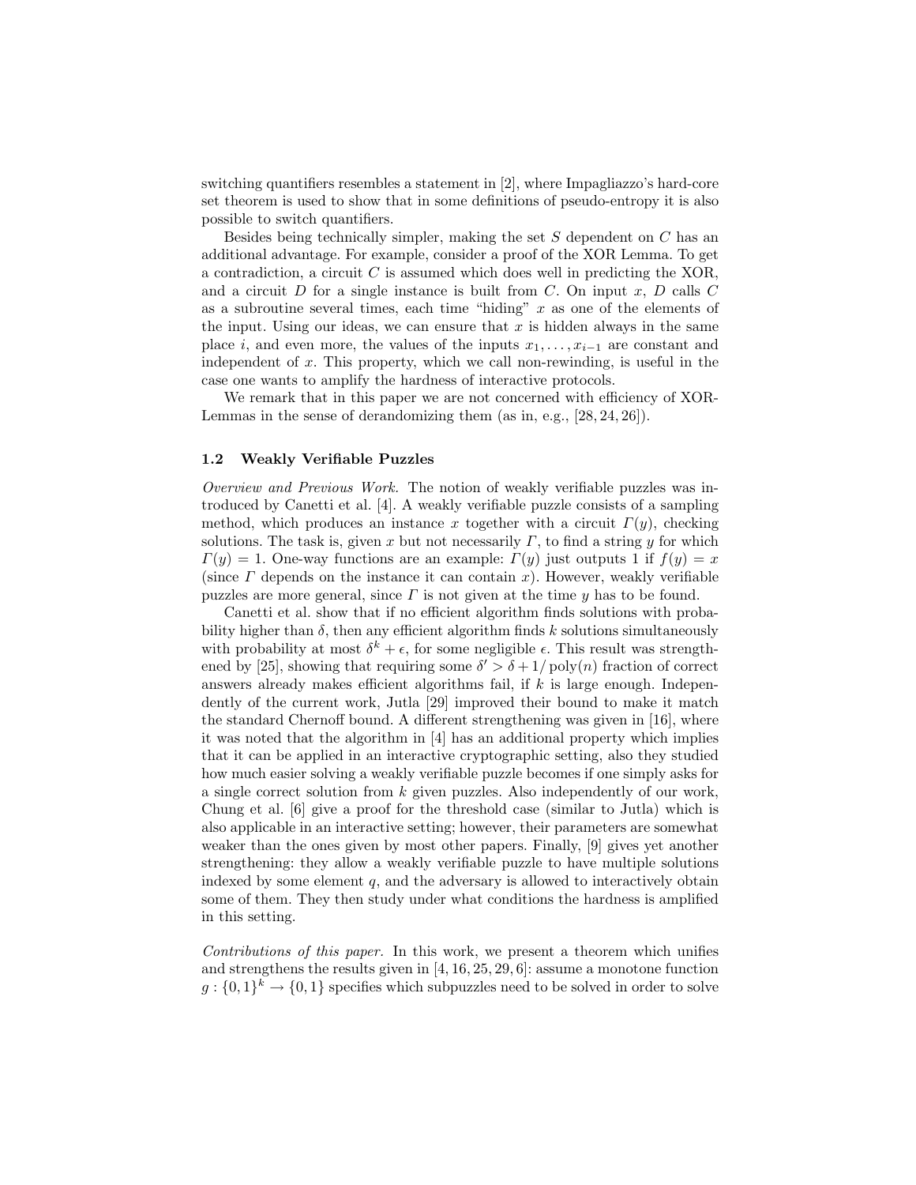switching quantifiers resembles a statement in [2], where Impagliazzo's hard-core set theorem is used to show that in some definitions of pseudo-entropy it is also possible to switch quantifiers.

Besides being technically simpler, making the set $S$ dependent on $C$ has an additional advantage. For example, consider a proof of the XOR Lemma. To get a contradiction, a circuit $C$ is assumed which does well in predicting the XOR, and a circuit $D$ for a single instance is built from $C$. On input $x$, $D$ calls $C$ as a subroutine several times, each time "hiding" $x$ as one of the elements of the input. Using our ideas, we can ensure that $x$ is hidden always in the same place $i$, and even more, the values of the inputs $x_1, \ldots, x_{i-1}$ are constant and independent of $x$. This property, which we call non-rewinding, is useful in the case one wants to amplify the hardness of interactive protocols.

We remark that in this paper we are not concerned with efficiency of XOR-Lemmas in the sense of derandomizing them (as in, e.g., [28, 24, 26]).

### 1.2 Weakly Verifiable Puzzles

*Overview and Previous Work.* The notion of weakly verifiable puzzles was introduced by Canetti et al. [4]. A weakly verifiable puzzle consists of a sampling method, which produces an instance $x$ together with a circuit $\Gamma(y)$, checking solutions. The task is, given $x$ but not necessarily $\Gamma$, to find a string $y$ for which $\Gamma(y) = 1$. One-way functions are an example: $\Gamma(y)$ just outputs 1 if $f(y) = x$ (since $\Gamma$ depends on the instance it can contain $x$). However, weakly verifiable puzzles are more general, since $\Gamma$ is not given at the time $y$ has to be found.

Canetti et al. show that if no efficient algorithm finds solutions with probability higher than $\delta$, then any efficient algorithm finds $k$ solutions simultaneously with probability at most $\delta^k + \epsilon$, for some negligible $\epsilon$. This result was strengthened by [25], showing that requiring some $\delta' > \delta + 1/\operatorname{poly}(n)$ fraction of correct answers already makes efficient algorithms fail, if $k$ is large enough. Independently of the current work, Jutla [29] improved their bound to make it match the standard Chernoff bound. A different strengthening was given in [16], where it was noted that the algorithm in [4] has an additional property which implies that it can be applied in an interactive cryptographic setting, also they studied how much easier solving a weakly verifiable puzzle becomes if one simply asks for a single correct solution from $k$ given puzzles. Also independently of our work, Chung et al. [6] give a proof for the threshold case (similar to Jutla) which is also applicable in an interactive setting; however, their parameters are somewhat weaker than the ones given by most other papers. Finally, [9] gives yet another strengthening: they allow a weakly verifiable puzzle to have multiple solutions indexed by some element $q$, and the adversary is allowed to interactively obtain some of them. They then study under what conditions the hardness is amplified in this setting.

*Contributions of this paper.* In this work, we present a theorem which unifies and strengthens the results given in [4, 16, 25, 29, 6]: assume a monotone function $g : \{0,1\}^k \rightarrow \{0,1\}$ specifies which subpuzzles need to be solved in order to solve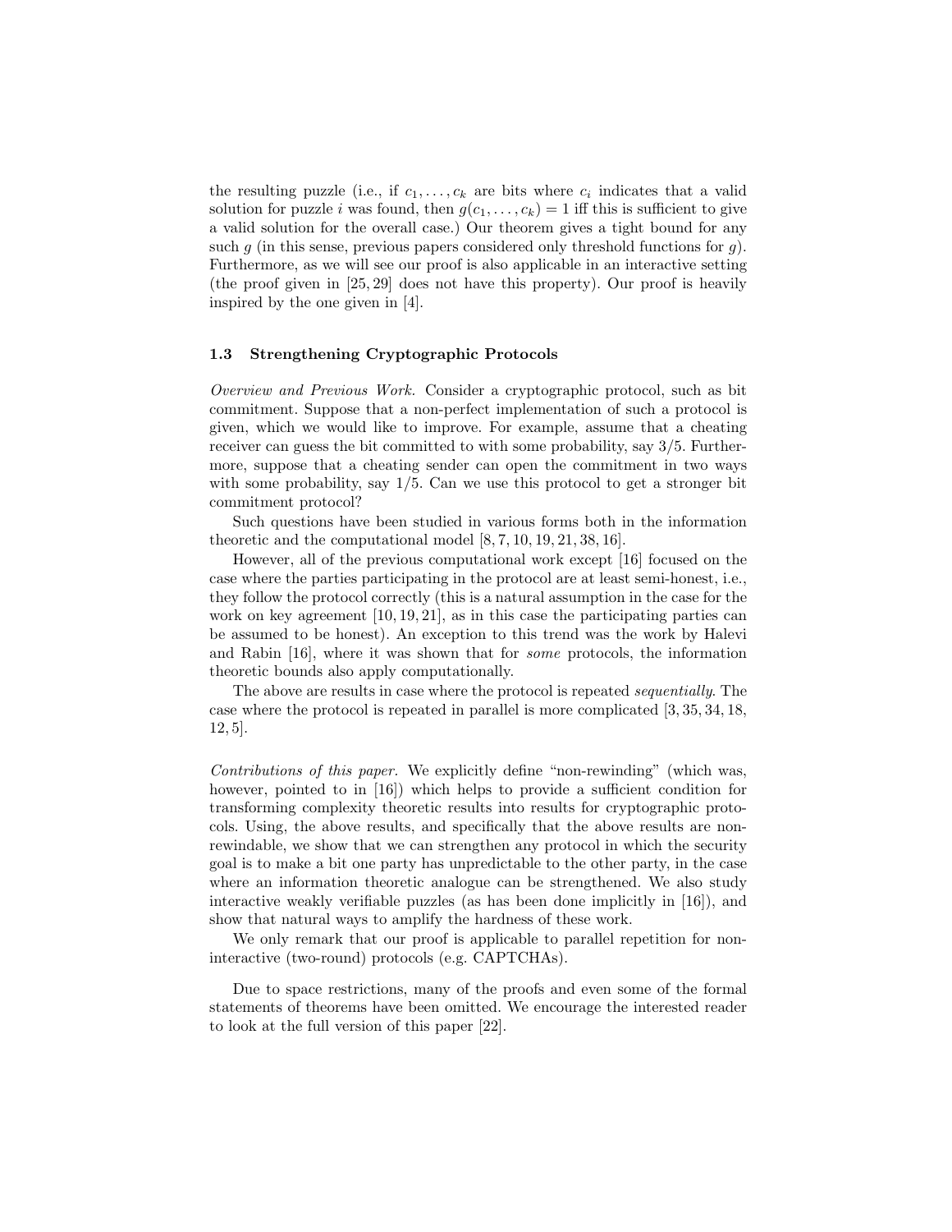the resulting puzzle (i.e., if $c_1, \ldots, c_k$ are bits where $c_i$ indicates that a valid solution for puzzle $i$ was found, then $g(c_1, \ldots, c_k) = 1$ iff this is sufficient to give a valid solution for the overall case.) Our theorem gives a tight bound for any such $g$ (in this sense, previous papers considered only threshold functions for $g$). Furthermore, as we will see our proof is also applicable in an interactive setting (the proof given in [25, 29] does not have this property). Our proof is heavily inspired by the one given in [4].

### 1.3 Strengthening Cryptographic Protocols

*Overview and Previous Work.* Consider a cryptographic protocol, such as bit commitment. Suppose that a non-perfect implementation of such a protocol is given, which we would like to improve. For example, assume that a cheating receiver can guess the bit committed to with some probability, say 3/5. Furthermore, suppose that a cheating sender can open the commitment in two ways with some probability, say 1/5. Can we use this protocol to get a stronger bit commitment protocol?

Such questions have been studied in various forms both in the information theoretic and the computational model [8, 7, 10, 19, 21, 38, 16].

However, all of the previous computational work except [16] focused on the case where the parties participating in the protocol are at least semi-honest, i.e., they follow the protocol correctly (this is a natural assumption in the case for the work on key agreement [10, 19, 21], as in this case the participating parties can be assumed to be honest). An exception to this trend was the work by Halevi and Rabin [16], where it was shown that for *some* protocols, the information theoretic bounds also apply computationally.

The above are results in case where the protocol is repeated *sequentially*. The case where the protocol is repeated in parallel is more complicated [3, 35, 34, 18, 12, 5].

*Contributions of this paper.* We explicitly define "non-rewinding" (which was, however, pointed to in [16]) which helps to provide a sufficient condition for transforming complexity theoretic results into results for cryptographic protocols. Using, the above results, and specifically that the above results are non-rewindable, we show that we can strengthen any protocol in which the security goal is to make a bit one party has unpredictable to the other party, in the case where an information theoretic analogue can be strengthened. We also study interactive weakly verifiable puzzles (as has been done implicitly in [16]), and show that natural ways to amplify the hardness of these work.

We only remark that our proof is applicable to parallel repetition for non-interactive (two-round) protocols (e.g. CAPTCHAs).

Due to space restrictions, many of the proofs and even some of the formal statements of theorems have been omitted. We encourage the interested reader to look at the full version of this paper [22].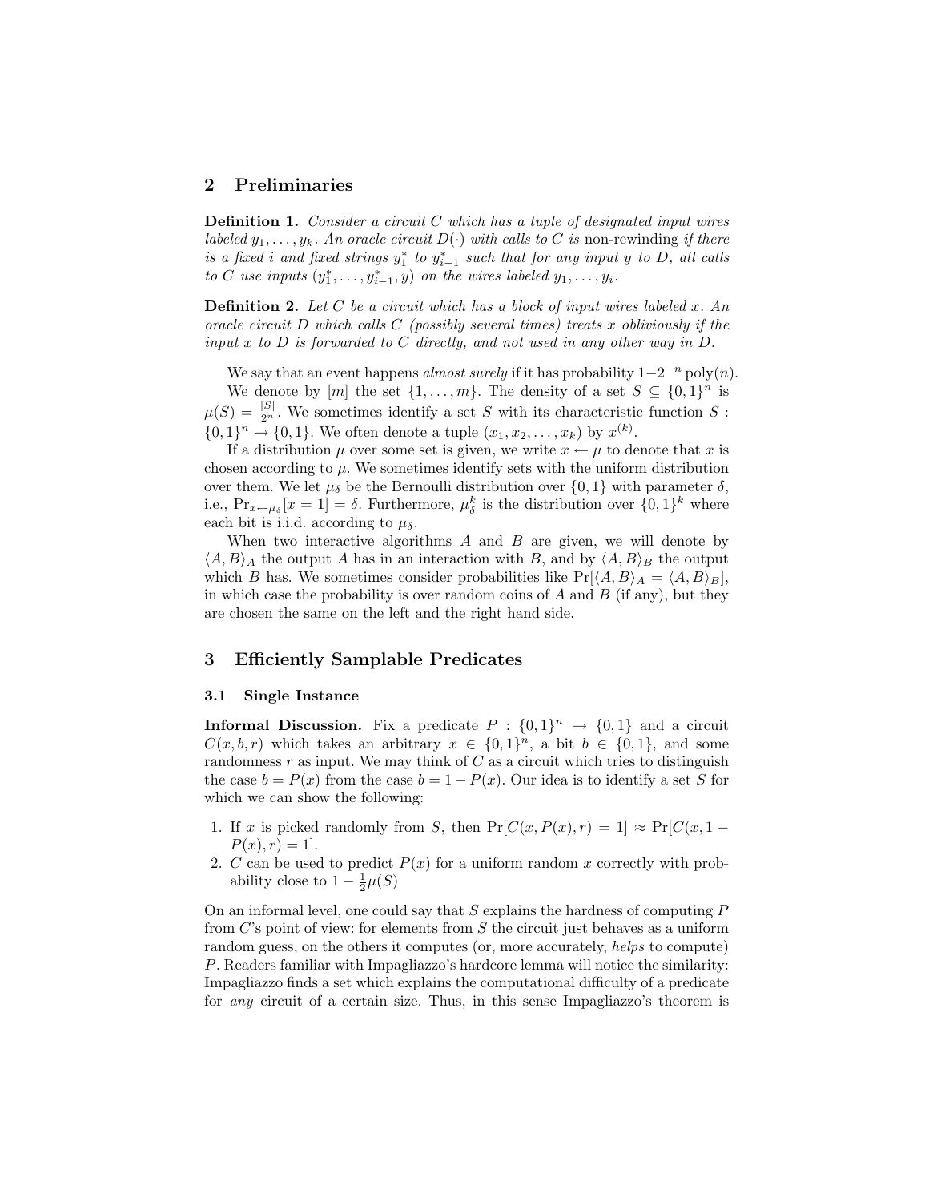## 2 Preliminaries

**Definition 1.** *Consider a circuit $C$ which has a tuple of designated input wires labeled $y_1, \ldots, y_k$. An oracle circuit $D(\cdot)$ with calls to $C$ is* non-rewinding *if there is a fixed $i$ and fixed strings $y_1^*$ to $y_{i-1}^*$ such that for any input $y$ to $D$, all calls to $C$ use inputs $(y_1^*, \ldots, y_{i-1}^*, y)$ on the wires labeled $y_1, \ldots, y_i$.*

**Definition 2.** *Let $C$ be a circuit which has a block of input wires labeled $x$. An oracle circuit $D$ which calls $C$ (possibly several times) treats $x$ obliviously if the input $x$ to $D$ is forwarded to $C$ directly, and not used in any other way in $D$.*

We say that an event happens *almost surely* if it has probability $1-2^{-n}\operatorname{poly}(n)$.

We denote by $[m]$ the set $\{1, \ldots, m\}$. The density of a set $S \subseteq \{0,1\}^n$ is $\mu(S) = \frac{|S|}{2^n}$. We sometimes identify a set $S$ with its characteristic function $S : \{0,1\}^n \to \{0,1\}$. We often denote a tuple $(x_1, x_2, \ldots, x_k)$ by $x^{(k)}$.

If a distribution $\mu$ over some set is given, we write $x \leftarrow \mu$ to denote that $x$ is chosen according to $\mu$. We sometimes identify sets with the uniform distribution over them. We let $\mu_\delta$ be the Bernoulli distribution over $\{0,1\}$ with parameter $\delta$, i.e., $\Pr_{x \leftarrow \mu_\delta}[x = 1] = \delta$. Furthermore, $\mu_\delta^k$ is the distribution over $\{0,1\}^k$ where each bit is i.i.d. according to $\mu_\delta$.

When two interactive algorithms $A$ and $B$ are given, we will denote by $\langle A, B\rangle_A$ the output $A$ has in an interaction with $B$, and by $\langle A, B\rangle_B$ the output which $B$ has. We sometimes consider probabilities like $\Pr[\langle A, B\rangle_A = \langle A, B\rangle_B]$, in which case the probability is over random coins of $A$ and $B$ (if any), but they are chosen the same on the left and the right hand side.

## 3 Efficiently Samplable Predicates

### 3.1 Single Instance

**Informal Discussion.** Fix a predicate $P : \{0,1\}^n \to \{0,1\}$ and a circuit $C(x, b, r)$ which takes an arbitrary $x \in \{0,1\}^n$, a bit $b \in \{0,1\}$, and some randomness $r$ as input. We may think of $C$ as a circuit which tries to distinguish the case $b = P(x)$ from the case $b = 1 - P(x)$. Our idea is to identify a set $S$ for which we can show the following:

1. If $x$ is picked randomly from $S$, then $\Pr[C(x, P(x), r) = 1] \approx \Pr[C(x, 1 - P(x), r) = 1]$.
2. $C$ can be used to predict $P(x)$ for a uniform random $x$ correctly with probability close to $1 - \frac{1}{2}\mu(S)$

On an informal level, one could say that $S$ explains the hardness of computing $P$ from $C$'s point of view: for elements from $S$ the circuit just behaves as a uniform random guess, on the others it computes (or, more accurately, *helps* to compute) $P$. Readers familiar with Impagliazzo's hardcore lemma will notice the similarity: Impagliazzo finds a set which explains the computational difficulty of a predicate for *any* circuit of a certain size. Thus, in this sense Impagliazzo's theorem is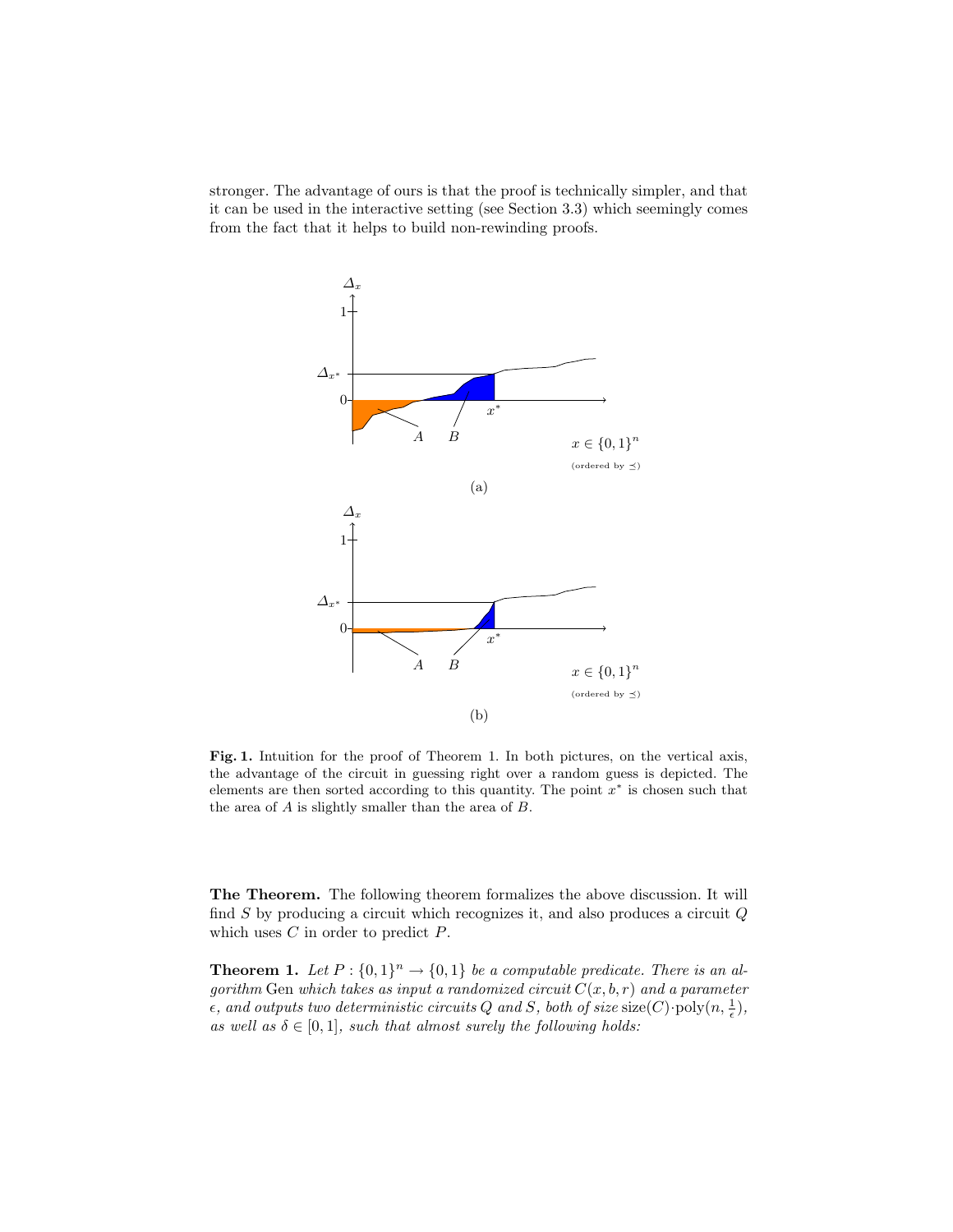stronger. The advantage of ours is that the proof is technically simpler, and that it can be used in the interactive setting (see Section 3.3) which seemingly comes from the fact that it helps to build non-rewinding proofs.

**Fig. 1.** Intuition for the proof of Theorem 1. In both pictures, on the vertical axis, the advantage of the circuit in guessing right over a random guess is depicted. The elements are then sorted according to this quantity. The point $x^*$ is chosen such that the area of $A$ is slightly smaller than the area of $B$.

**The Theorem.** The following theorem formalizes the above discussion. It will find $S$ by producing a circuit which recognizes it, and also produces a circuit $Q$ which uses $C$ in order to predict $P$.

**Theorem 1.** *Let $P : \{0,1\}^n \to \{0,1\}$ be a computable predicate. There is an algorithm* Gen *which takes as input a randomized circuit $C(x, b, r)$ and a parameter $\epsilon$, and outputs two deterministic circuits $Q$ and $S$, both of size $\text{size}(C) \cdot \text{poly}(n, \frac{1}{\epsilon})$, as well as $\delta \in [0, 1]$, such that almost surely the following holds:*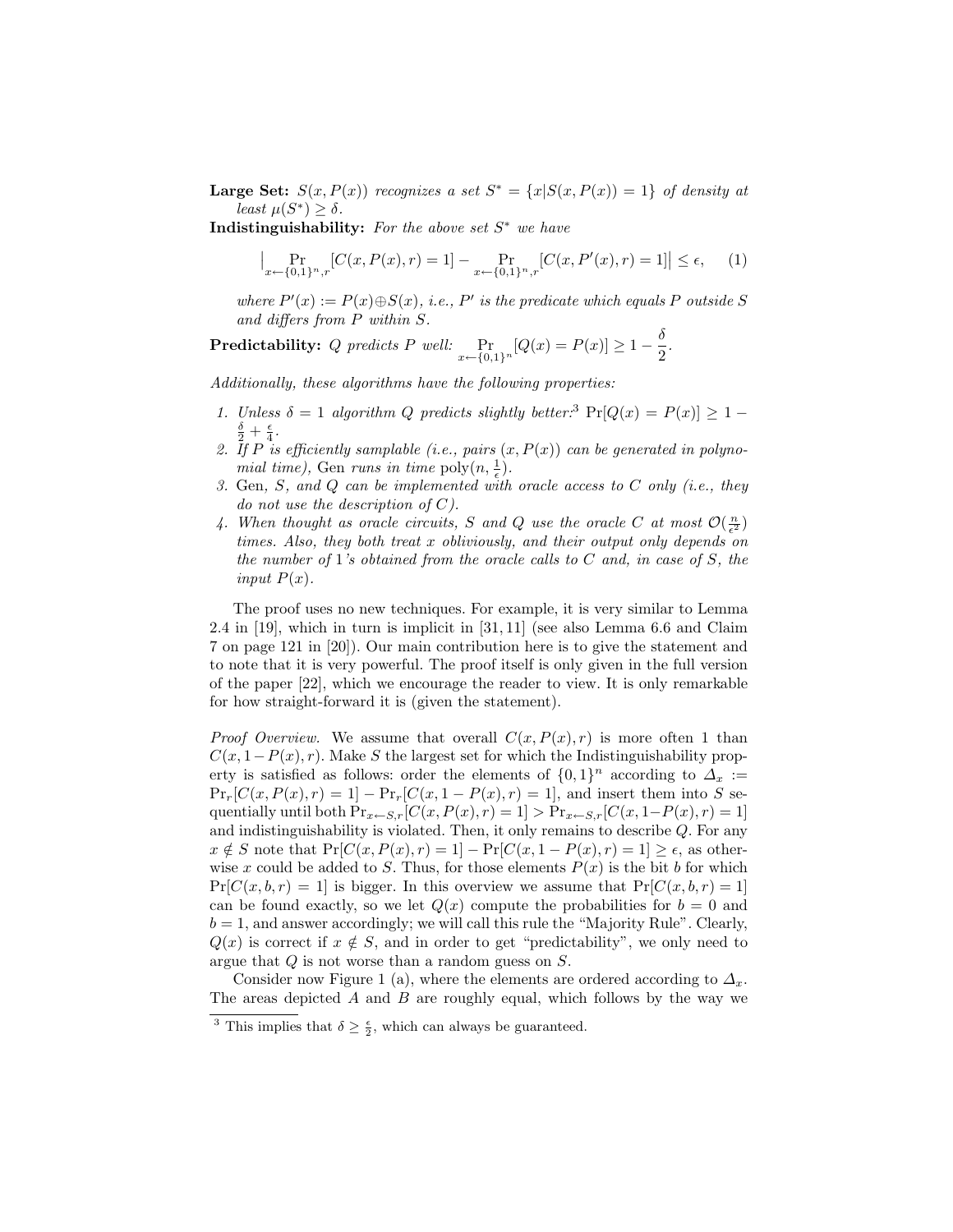**Large Set:** $S(x, P(x))$ *recognizes a set* $S^* = \{x | S(x, P(x)) = 1\}$ *of density at least* $\mu(S^*) \geq \delta$.

**Indistinguishability:** *For the above set* $S^*$ *we have*

$$\Big| \Pr_{x \leftarrow \{0,1\}^n, r}[C(x, P(x), r) = 1] - \Pr_{x \leftarrow \{0,1\}^n, r}[C(x, P'(x), r) = 1] \Big| \leq \epsilon, \quad (1)$$

*where* $P'(x) := P(x) \oplus S(x)$*, i.e.,* $P'$ *is the predicate which equals* $P$ *outside* $S$ *and differs from* $P$ *within* $S$.

**Predictability:** $Q$ *predicts* $P$ *well:* $\Pr_{x \leftarrow \{0,1\}^n}[Q(x) = P(x)] \geq 1 - \frac{\delta}{2}$.

*Additionally, these algorithms have the following properties:*

1. *Unless* $\delta = 1$ *algorithm* $Q$ *predicts slightly better:*[3] $\Pr[Q(x) = P(x)] \geq 1 - \frac{\delta}{2} + \frac{\epsilon}{4}$.
2. *If* $P$ *is efficiently samplable (i.e., pairs* $(x, P(x))$ *can be generated in polynomial time),* Gen *runs in time* $\text{poly}(n, \frac{1}{\epsilon})$.
3. Gen*,* $S$*, and* $Q$ *can be implemented with oracle access to* $C$ *only (i.e., they do not use the description of* $C$*).*
4. *When thought as oracle circuits,* $S$ *and* $Q$ *use the oracle* $C$ *at most* $\mathcal{O}(\frac{n}{\epsilon^2})$ *times. Also, they both treat* $x$ *obliviously, and their output only depends on the number of* 1*'s obtained from the oracle calls to* $C$ *and, in case of* $S$*, the input* $P(x)$.

The proof uses no new techniques. For example, it is very similar to Lemma 2.4 in [19], which in turn is implicit in [31, 11] (see also Lemma 6.6 and Claim 7 on page 121 in [20]). Our main contribution here is to give the statement and to note that it is very powerful. The proof itself is only given in the full version of the paper [22], which we encourage the reader to view. It is only remarkable for how straight-forward it is (given the statement).

*Proof Overview.* We assume that overall $C(x, P(x), r)$ is more often 1 than $C(x, 1-P(x), r)$. Make $S$ the largest set for which the Indistinguishability property is satisfied as follows: order the elements of $\{0,1\}^n$ according to $\Delta_x := \Pr_r[C(x, P(x), r) = 1] - \Pr_r[C(x, 1-P(x), r) = 1]$, and insert them into $S$ sequentially until both $\Pr_{x \leftarrow S, r}[C(x, P(x), r) = 1] > \Pr_{x \leftarrow S, r}[C(x, 1-P(x), r) = 1]$ and indistinguishability is violated. Then, it only remains to describe $Q$. For any $x \notin S$ note that $\Pr[C(x, P(x), r) = 1] - \Pr[C(x, 1-P(x), r) = 1] \geq \epsilon$, as otherwise $x$ could be added to $S$. Thus, for those elements $P(x)$ is the bit $b$ for which $\Pr[C(x, b, r) = 1]$ is bigger. In this overview we assume that $\Pr[C(x, b, r) = 1]$ can be found exactly, so we let $Q(x)$ compute the probabilities for $b = 0$ and $b = 1$, and answer accordingly; we will call this rule the "Majority Rule". Clearly, $Q(x)$ is correct if $x \notin S$, and in order to get "predictability", we only need to argue that $Q$ is not worse than a random guess on $S$.

Consider now Figure 1 (a), where the elements are ordered according to $\Delta_x$. The areas depicted $A$ and $B$ are roughly equal, which follows by the way we

[3] This implies that $\delta \geq \frac{\epsilon}{2}$, which can always be guaranteed.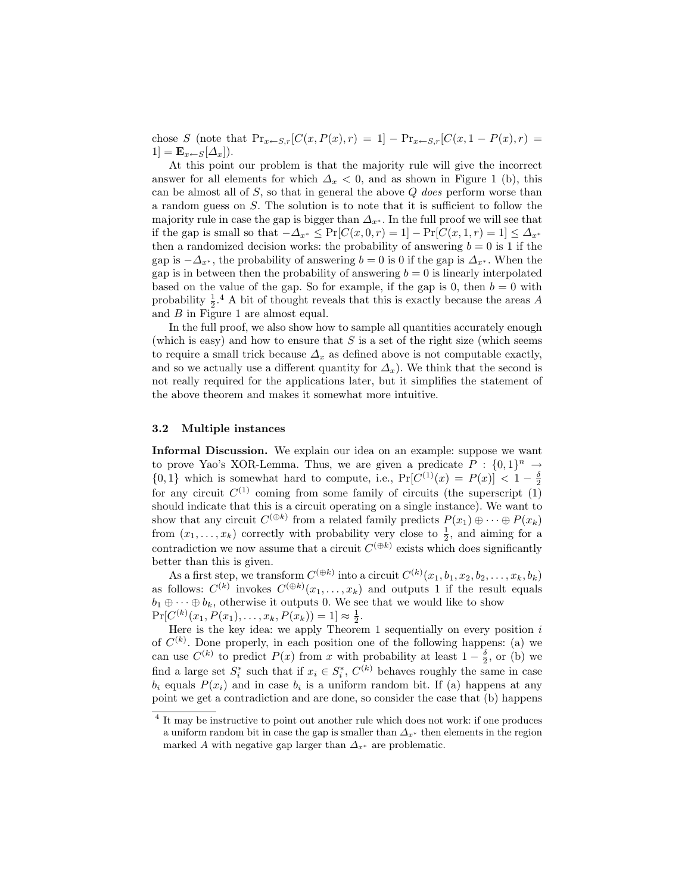chose $S$ (note that $\Pr_{x \leftarrow S, r}[C(x, P(x), r) = 1] - \Pr_{x \leftarrow S, r}[C(x, 1 - P(x), r) = 1] = \mathbf{E}_{x \leftarrow S}[\Delta_x]$).

At this point our problem is that the majority rule will give the incorrect answer for all elements for which $\Delta_x < 0$, and as shown in Figure 1 (b), this can be almost all of $S$, so that in general the above $Q$ *does* perform worse than a random guess on $S$. The solution is to note that it is sufficient to follow the majority rule in case the gap is bigger than $\Delta_{x^*}$. In the full proof we will see that if the gap is small so that $-\Delta_{x^*} \leq \Pr[C(x, 0, r) = 1] - \Pr[C(x, 1, r) = 1] \leq \Delta_{x^*}$ then a randomized decision works: the probability of answering $b = 0$ is 1 if the gap is $-\Delta_{x^*}$, the probability of answering $b = 0$ is 0 if the gap is $\Delta_{x^*}$. When the gap is in between then the probability of answering $b = 0$ is linearly interpolated based on the value of the gap. So for example, if the gap is 0, then $b = 0$ with probability $\frac{1}{2}$.[4] A bit of thought reveals that this is exactly because the areas $A$ and $B$ in Figure 1 are almost equal.

In the full proof, we also show how to sample all quantities accurately enough (which is easy) and how to ensure that $S$ is a set of the right size (which seems to require a small trick because $\Delta_x$ as defined above is not computable exactly, and so we actually use a different quantity for $\Delta_x$). We think that the second is not really required for the applications later, but it simplifies the statement of the above theorem and makes it somewhat more intuitive.

### 3.2 Multiple instances

**Informal Discussion.** We explain our idea on an example: suppose we want to prove Yao's XOR-Lemma. Thus, we are given a predicate $P : \{0,1\}^n \to \{0,1\}$ which is somewhat hard to compute, i.e., $\Pr[C^{(1)}(x) = P(x)] < 1 - \frac{\delta}{2}$ for any circuit $C^{(1)}$ coming from some family of circuits (the superscript (1) should indicate that this is a circuit operating on a single instance). We want to show that any circuit $C^{(\oplus k)}$ from a related family predicts $P(x_1) \oplus \cdots \oplus P(x_k)$ from $(x_1, \ldots, x_k)$ correctly with probability very close to $\frac{1}{2}$, and aiming for a contradiction we now assume that a circuit $C^{(\oplus k)}$ exists which does significantly better than this is given.

As a first step, we transform $C^{(\oplus k)}$ into a circuit $C^{(k)}(x_1, b_1, x_2, b_2, \ldots, x_k, b_k)$ as follows: $C^{(k)}$ invokes $C^{(\oplus k)}(x_1, \ldots, x_k)$ and outputs 1 if the result equals $b_1 \oplus \cdots \oplus b_k$, otherwise it outputs 0. We see that we would like to show $\Pr[C^{(k)}(x_1, P(x_1), \ldots, x_k, P(x_k)) = 1] \approx \frac{1}{2}$.

Here is the key idea: we apply Theorem 1 sequentially on every position $i$ of $C^{(k)}$. Done properly, in each position one of the following happens: (a) we can use $C^{(k)}$ to predict $P(x)$ from $x$ with probability at least $1 - \frac{\delta}{2}$, or (b) we find a large set $S^*_i$ such that if $x_i \in S^*_i$, $C^{(k)}$ behaves roughly the same in case $b_i$ equals $P(x_i)$ and in case $b_i$ is a uniform random bit. If (a) happens at any point we get a contradiction and are done, so consider the case that (b) happens

[4] It may be instructive to point out another rule which does not work: if one produces a uniform random bit in case the gap is smaller than $\Delta_{x^*}$ then elements in the region marked $A$ with negative gap larger than $\Delta_{x^*}$ are problematic.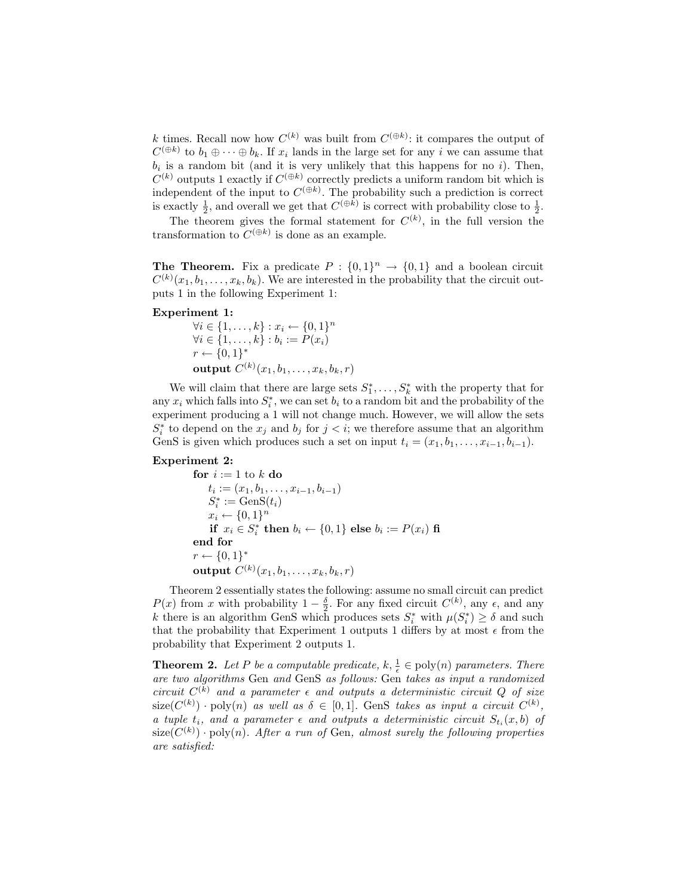$k$ times. Recall now how $C^{(k)}$ was built from $C^{(\oplus k)}$: it compares the output of $C^{(\oplus k)}$ to $b_1 \oplus \cdots \oplus b_k$. If $x_i$ lands in the large set for any $i$ we can assume that $b_i$ is a random bit (and it is very unlikely that this happens for no $i$). Then, $C^{(k)}$ outputs 1 exactly if $C^{(\oplus k)}$ correctly predicts a uniform random bit which is independent of the input to $C^{(\oplus k)}$. The probability such a prediction is correct is exactly $\frac{1}{2}$, and overall we get that $C^{(\oplus k)}$ is correct with probability close to $\frac{1}{2}$.

The theorem gives the formal statement for $C^{(k)}$, in the full version the transformation to $C^{(\oplus k)}$ is done as an example.

**The Theorem.** Fix a predicate $P : \{0,1\}^n \to \{0,1\}$ and a boolean circuit $C^{(k)}(x_1, b_1, \ldots, x_k, b_k)$. We are interested in the probability that the circuit outputs 1 in the following Experiment 1:

**Experiment 1:**

$\forall i \in \{1, \ldots, k\} : x_i \leftarrow \{0,1\}^n$
$\forall i \in \{1, \ldots, k\} : b_i := P(x_i)$
$r \leftarrow \{0,1\}^*$
**output** $C^{(k)}(x_1, b_1, \ldots, x_k, b_k, r)$

We will claim that there are large sets $S_1^*, \ldots, S_k^*$ with the property that for any $x_i$ which falls into $S_i^*$, we can set $b_i$ to a random bit and the probability of the experiment producing a 1 will not change much. However, we will allow the sets $S_i^*$ to depend on the $x_j$ and $b_j$ for $j < i$; we therefore assume that an algorithm GenS is given which produces such a set on input $t_i = (x_1, b_1, \ldots, x_{i-1}, b_{i-1})$.

**Experiment 2:**

**for** $i := 1$ to $k$ **do**
  $t_i := (x_1, b_1, \ldots, x_{i-1}, b_{i-1})$
  $S_i^* := \text{GenS}(t_i)$
  $x_i \leftarrow \{0,1\}^n$
  **if** $x_i \in S_i^*$ **then** $b_i \leftarrow \{0,1\}$ **else** $b_i := P(x_i)$ **fi**
**end for**
$r \leftarrow \{0,1\}^*$
**output** $C^{(k)}(x_1, b_1, \ldots, x_k, b_k, r)$

Theorem 2 essentially states the following: assume no small circuit can predict $P(x)$ from $x$ with probability $1 - \frac{\delta}{2}$. For any fixed circuit $C^{(k)}$, any $\epsilon$, and any $k$ there is an algorithm GenS which produces sets $S_i^*$ with $\mu(S_i^*) \geq \delta$ and such that the probability that Experiment 1 outputs 1 differs by at most $\epsilon$ from the probability that Experiment 2 outputs 1.

**Theorem 2.** *Let $P$ be a computable predicate, $k, \frac{1}{\epsilon} \in \text{poly}(n)$ parameters. There are two algorithms* Gen *and* GenS *as follows:* Gen *takes as input a randomized circuit $C^{(k)}$ and a parameter $\epsilon$ and outputs a deterministic circuit $Q$ of size $\text{size}(C^{(k)}) \cdot \text{poly}(n)$ as well as $\delta \in [0,1]$.* GenS *takes as input a circuit $C^{(k)}$, a tuple $t_i$, and a parameter $\epsilon$ and outputs a deterministic circuit $S_{t_i}(x, b)$ of $\text{size}(C^{(k)}) \cdot \text{poly}(n)$. After a run of* Gen*, almost surely the following properties are satisfied:*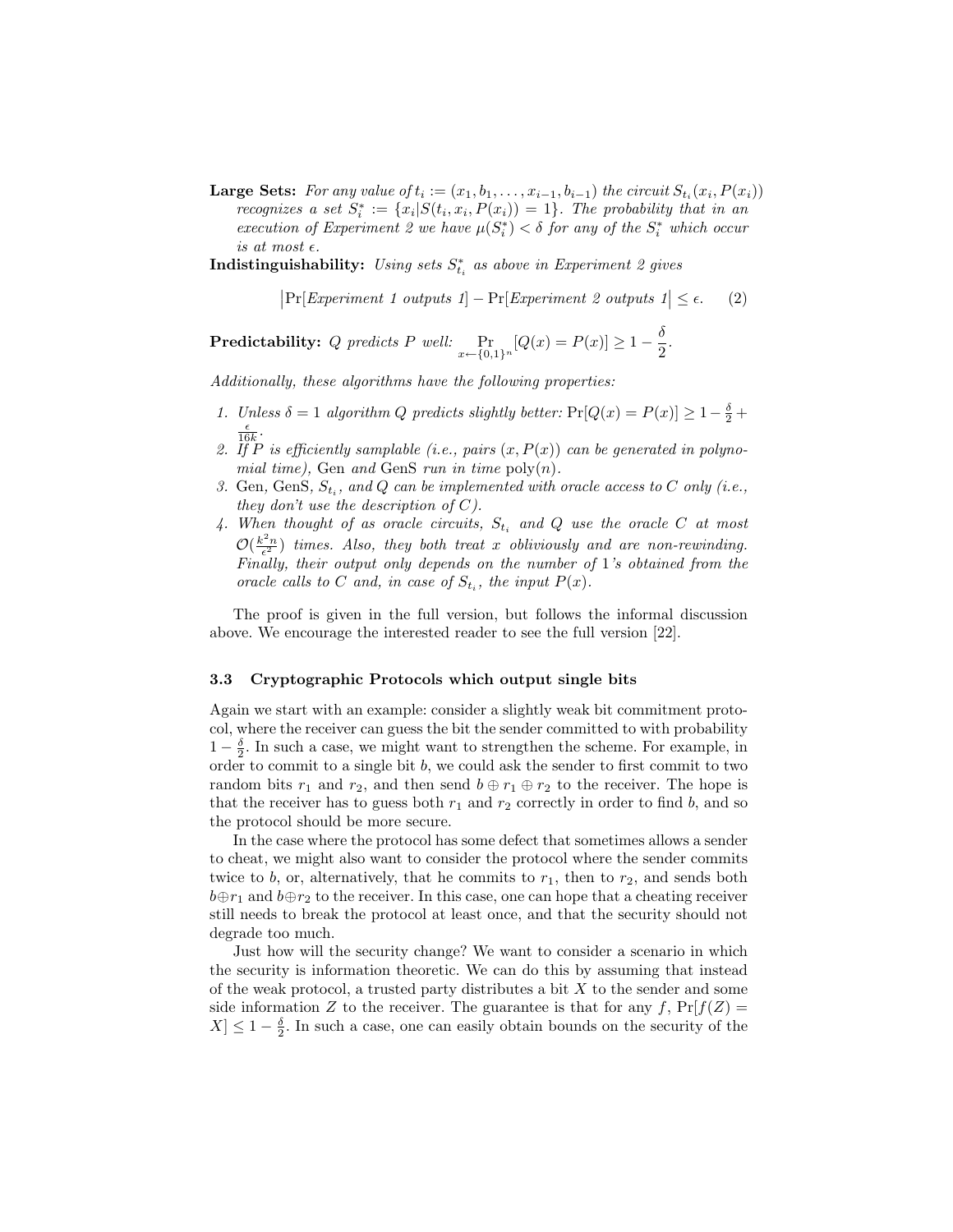**Large Sets:** *For any value of* $t_i := (x_1, b_1, \ldots, x_{i-1}, b_{i-1})$ *the circuit* $S_{t_i}(x_i, P(x_i))$ *recognizes a set* $S_i^* := \{x_i | S(t_i, x_i, P(x_i)) = 1\}$*. The probability that in an execution of Experiment 2 we have* $\mu(S_i^*) < \delta$ *for any of the* $S_i^*$ *which occur is at most* $\epsilon$*.*

**Indistinguishability:** *Using sets* $S_{t_i}^*$ *as above in Experiment 2 gives*

$$\left|\Pr[\textit{Experiment 1 outputs 1}] - \Pr[\textit{Experiment 2 outputs 1}]\right| \leq \epsilon. \qquad (2)$$

**Predictability:** $Q$ *predicts* $P$ *well:* $\Pr_{x \leftarrow \{0,1\}^n}[Q(x) = P(x)] \geq 1 - \frac{\delta}{2}$.

*Additionally, these algorithms have the following properties:*

1. *Unless* $\delta = 1$ *algorithm* $Q$ *predicts slightly better:* $\Pr[Q(x) = P(x)] \geq 1 - \frac{\delta}{2} + \frac{\epsilon}{16k}$.
2. *If* $P$ *is efficiently samplable (i.e., pairs* $(x, P(x))$ *can be generated in polynomial time),* Gen *and* GenS *run in time* $\text{poly}(n)$*.*
3. Gen, GenS, $S_{t_i}$*, and* $Q$ *can be implemented with oracle access to* $C$ *only (i.e., they don't use the description of* $C$*).*
4. *When thought of as oracle circuits,* $S_{t_i}$ *and* $Q$ *use the oracle* $C$ *at most* $\mathcal{O}(\frac{k^2 n}{\epsilon^2})$ *times. Also, they both treat* $x$ *obliviously and are non-rewinding. Finally, their output only depends on the number of* 1*'s obtained from the oracle calls to* $C$ *and, in case of* $S_{t_i}$*, the input* $P(x)$*.*

The proof is given in the full version, but follows the informal discussion above. We encourage the interested reader to see the full version [22].

### 3.3 Cryptographic Protocols which output single bits

Again we start with an example: consider a slightly weak bit commitment protocol, where the receiver can guess the bit the sender committed to with probability $1 - \frac{\delta}{2}$. In such a case, we might want to strengthen the scheme. For example, in order to commit to a single bit $b$, we could ask the sender to first commit to two random bits $r_1$ and $r_2$, and then send $b \oplus r_1 \oplus r_2$ to the receiver. The hope is that the receiver has to guess both $r_1$ and $r_2$ correctly in order to find $b$, and so the protocol should be more secure.

In the case where the protocol has some defect that sometimes allows a sender to cheat, we might also want to consider the protocol where the sender commits twice to $b$, or, alternatively, that he commits to $r_1$, then to $r_2$, and sends both $b \oplus r_1$ and $b \oplus r_2$ to the receiver. In this case, one can hope that a cheating receiver still needs to break the protocol at least once, and that the security should not degrade too much.

Just how will the security change? We want to consider a scenario in which the security is information theoretic. We can do this by assuming that instead of the weak protocol, a trusted party distributes a bit $X$ to the sender and some side information $Z$ to the receiver. The guarantee is that for any $f$, $\Pr[f(Z) = X] \leq 1 - \frac{\delta}{2}$. In such a case, one can easily obtain bounds on the security of the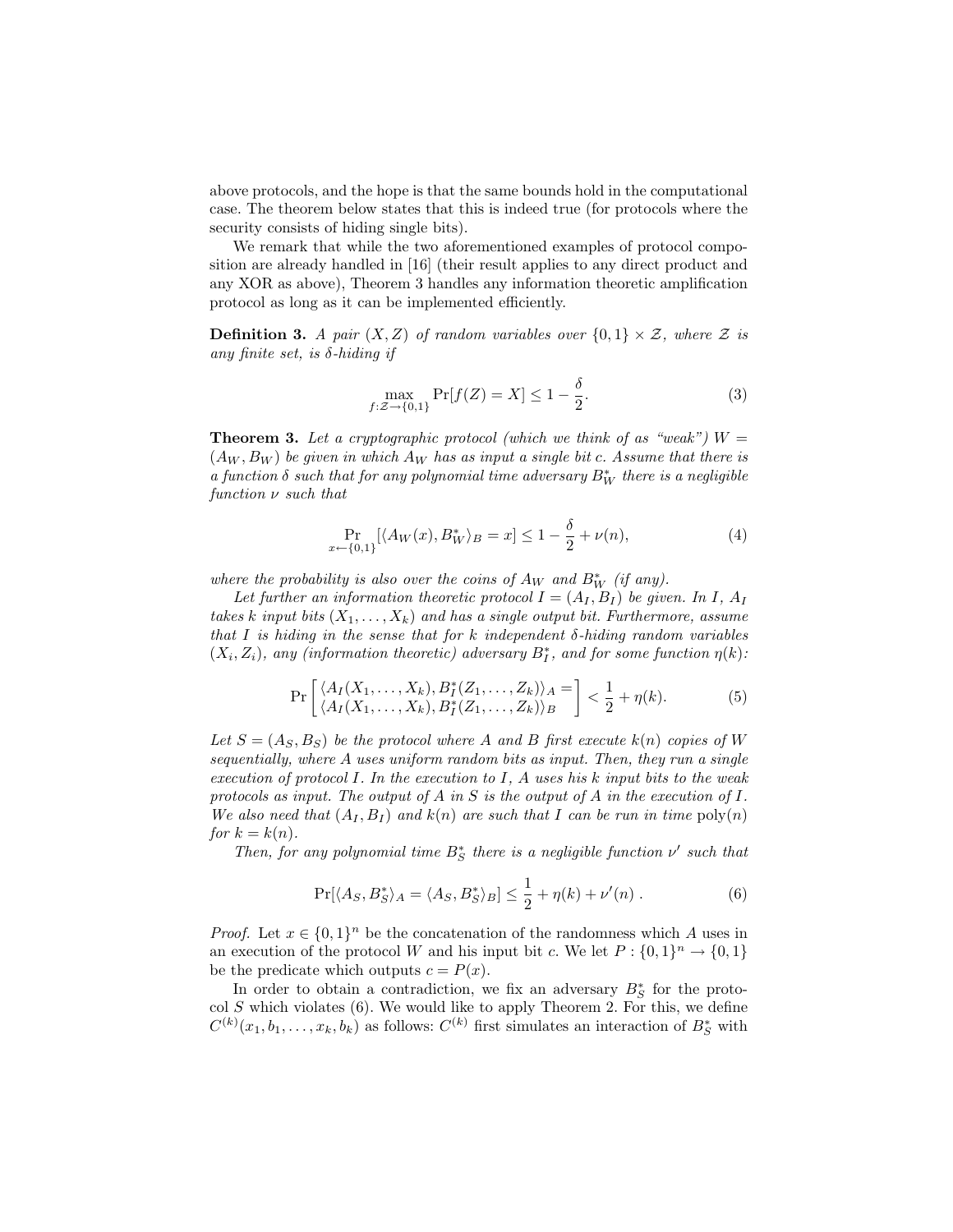above protocols, and the hope is that the same bounds hold in the computational case. The theorem below states that this is indeed true (for protocols where the security consists of hiding single bits).

We remark that while the two aforementioned examples of protocol composition are already handled in [16] (their result applies to any direct product and any XOR as above), Theorem 3 handles any information theoretic amplification protocol as long as it can be implemented efficiently.

**Definition 3.** *A pair $(X, Z)$ of random variables over $\{0, 1\} \times \mathcal{Z}$, where $\mathcal{Z}$ is any finite set, is $\delta$-hiding if*

$$\max_{f:\mathcal{Z}\to\{0,1\}} \Pr[f(Z) = X] \leq 1 - \frac{\delta}{2}. \tag{3}$$

**Theorem 3.** *Let a cryptographic protocol (which we think of as "weak") $W = (A_W, B_W)$ be given in which $A_W$ has as input a single bit $c$. Assume that there is a function $\delta$ such that for any polynomial time adversary $B_W^*$ there is a negligible function $\nu$ such that*

$$\Pr_{x\leftarrow\{0,1\}}[\langle A_W(x), B_W^*\rangle_B = x] \leq 1 - \frac{\delta}{2} + \nu(n), \tag{4}$$

*where the probability is also over the coins of $A_W$ and $B_W^*$ (if any).*

*Let further an information theoretic protocol $I = (A_I, B_I)$ be given. In $I$, $A_I$ takes $k$ input bits $(X_1, \ldots, X_k)$ and has a single output bit. Furthermore, assume that $I$ is hiding in the sense that for $k$ independent $\delta$-hiding random variables $(X_i, Z_i)$, any (information theoretic) adversary $B_I^*$, and for some function $\eta(k)$:*

$$\Pr\left[\begin{array}{l}\langle A_I(X_1, \ldots, X_k), B_I^*(Z_1, \ldots, Z_k)\rangle_A = \\ \langle A_I(X_1, \ldots, X_k), B_I^*(Z_1, \ldots, Z_k)\rangle_B\end{array}\right] < \frac{1}{2} + \eta(k). \tag{5}$$

*Let $S = (A_S, B_S)$ be the protocol where $A$ and $B$ first execute $k(n)$ copies of $W$ sequentially, where $A$ uses uniform random bits as input. Then, they run a single execution of protocol $I$. In the execution to $I$, $A$ uses his $k$ input bits to the weak protocols as input. The output of $A$ in $S$ is the output of $A$ in the execution of $I$. We also need that $(A_I, B_I)$ and $k(n)$ are such that $I$ can be run in time $\mathrm{poly}(n)$ for $k = k(n)$.*

*Then, for any polynomial time $B_S^*$ there is a negligible function $\nu'$ such that*

$$\Pr[\langle A_S, B_S^*\rangle_A = \langle A_S, B_S^*\rangle_B] \leq \frac{1}{2} + \eta(k) + \nu'(n)\ . \tag{6}$$

*Proof.* Let $x \in \{0, 1\}^n$ be the concatenation of the randomness which $A$ uses in an execution of the protocol $W$ and his input bit $c$. We let $P : \{0, 1\}^n \to \{0, 1\}$ be the predicate which outputs $c = P(x)$.

In order to obtain a contradiction, we fix an adversary $B_S^*$ for the protocol $S$ which violates (6). We would like to apply Theorem 2. For this, we define $C^{(k)}(x_1, b_1, \ldots, x_k, b_k)$ as follows: $C^{(k)}$ first simulates an interaction of $B_S^*$ with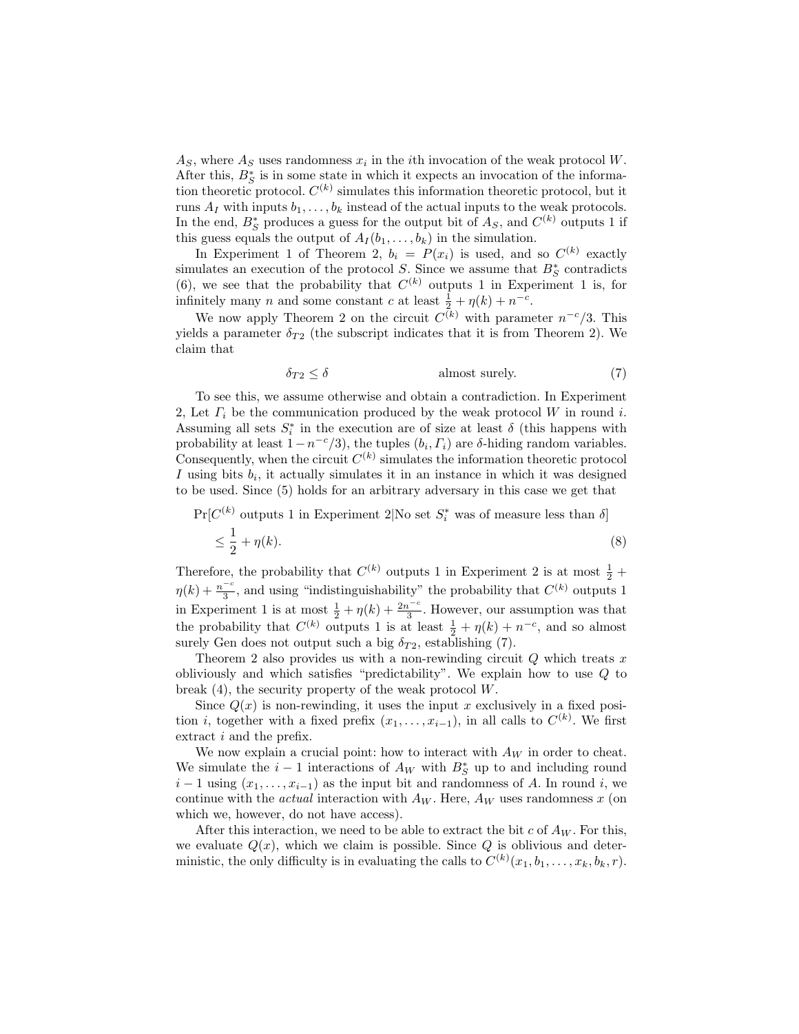$A_S$, where $A_S$ uses randomness $x_i$ in the $i$th invocation of the weak protocol $W$. After this, $B_S^*$ is in some state in which it expects an invocation of the information theoretic protocol. $C^{(k)}$ simulates this information theoretic protocol, but it runs $A_I$ with inputs $b_1, \ldots, b_k$ instead of the actual inputs to the weak protocols. In the end, $B_S^*$ produces a guess for the output bit of $A_S$, and $C^{(k)}$ outputs 1 if this guess equals the output of $A_I(b_1, \ldots, b_k)$ in the simulation.

In Experiment 1 of Theorem 2, $b_i = P(x_i)$ is used, and so $C^{(k)}$ exactly simulates an execution of the protocol $S$. Since we assume that $B_S^*$ contradicts (6), we see that the probability that $C^{(k)}$ outputs 1 in Experiment 1 is, for infinitely many $n$ and some constant $c$ at least $\frac{1}{2} + \eta(k) + n^{-c}$.

We now apply Theorem 2 on the circuit $C^{(k)}$ with parameter $n^{-c}/3$. This yields a parameter $\delta_{T2}$ (the subscript indicates that it is from Theorem 2). We claim that

$$\delta_{T2} \leq \delta \qquad \text{almost surely.} \tag{7}$$

To see this, we assume otherwise and obtain a contradiction. In Experiment 2, Let $\Gamma_i$ be the communication produced by the weak protocol $W$ in round $i$. Assuming all sets $S_i^*$ in the execution are of size at least $\delta$ (this happens with probability at least $1 - n^{-c}/3$), the tuples $(b_i, \Gamma_i)$ are $\delta$-hiding random variables. Consequently, when the circuit $C^{(k)}$ simulates the information theoretic protocol $I$ using bits $b_i$, it actually simulates it in an instance in which it was designed to be used. Since (5) holds for an arbitrary adversary in this case we get that

$$\Pr[C^{(k)} \text{ outputs 1 in Experiment 2} | \text{No set } S_i^* \text{ was of measure less than } \delta] \leq \frac{1}{2} + \eta(k). \tag{8}$$

Therefore, the probability that $C^{(k)}$ outputs 1 in Experiment 2 is at most $\frac{1}{2} + \eta(k) + \frac{n^{-c}}{3}$, and using "indistinguishability" the probability that $C^{(k)}$ outputs 1 in Experiment 1 is at most $\frac{1}{2} + \eta(k) + \frac{2n^{-c}}{3}$. However, our assumption was that the probability that $C^{(k)}$ outputs 1 is at least $\frac{1}{2} + \eta(k) + n^{-c}$, and so almost surely Gen does not output such a big $\delta_{T2}$, establishing (7).

Theorem 2 also provides us with a non-rewinding circuit $Q$ which treats $x$ obliviously and which satisfies "predictability". We explain how to use $Q$ to break (4), the security property of the weak protocol $W$.

Since $Q(x)$ is non-rewinding, it uses the input $x$ exclusively in a fixed position $i$, together with a fixed prefix $(x_1, \ldots, x_{i-1})$, in all calls to $C^{(k)}$. We first extract $i$ and the prefix.

We now explain a crucial point: how to interact with $A_W$ in order to cheat. We simulate the $i-1$ interactions of $A_W$ with $B_S^*$ up to and including round $i-1$ using $(x_1, \ldots, x_{i-1})$ as the input bit and randomness of $A$. In round $i$, we continue with the *actual* interaction with $A_W$. Here, $A_W$ uses randomness $x$ (on which we, however, do not have access).

After this interaction, we need to be able to extract the bit $c$ of $A_W$. For this, we evaluate $Q(x)$, which we claim is possible. Since $Q$ is oblivious and deterministic, the only difficulty is in evaluating the calls to $C^{(k)}(x_1, b_1, \ldots, x_k, b_k, r)$.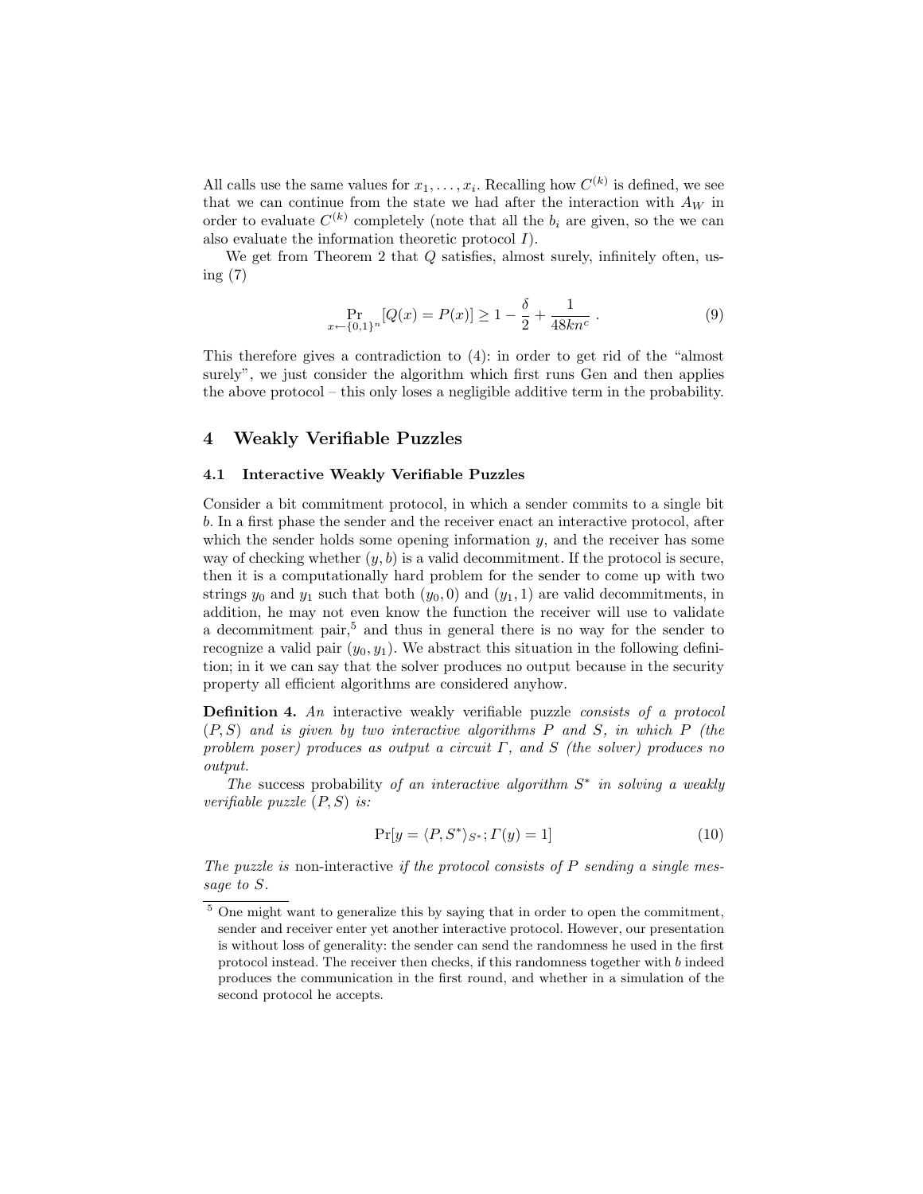All calls use the same values for $x_1, \ldots, x_i$. Recalling how $C^{(k)}$ is defined, we see that we can continue from the state we had after the interaction with $A_W$ in order to evaluate $C^{(k)}$ completely (note that all the $b_i$ are given, so the we can also evaluate the information theoretic protocol $I$).

We get from Theorem 2 that $Q$ satisfies, almost surely, infinitely often, using (7)

$$\Pr_{x \leftarrow \{0,1\}^n}[Q(x) = P(x)] \geq 1 - \frac{\delta}{2} + \frac{1}{48kn^c} . \tag{9}$$

This therefore gives a contradiction to (4): in order to get rid of the "almost surely", we just consider the algorithm which first runs Gen and then applies the above protocol – this only loses a negligible additive term in the probability.

## 4 Weakly Verifiable Puzzles

### 4.1 Interactive Weakly Verifiable Puzzles

Consider a bit commitment protocol, in which a sender commits to a single bit $b$. In a first phase the sender and the receiver enact an interactive protocol, after which the sender holds some opening information $y$, and the receiver has some way of checking whether $(y, b)$ is a valid decommitment. If the protocol is secure, then it is a computationally hard problem for the sender to come up with two strings $y_0$ and $y_1$ such that both $(y_0, 0)$ and $(y_1, 1)$ are valid decommitments, in addition, he may not even know the function the receiver will use to validate a decommitment pair,[5] and thus in general there is no way for the sender to recognize a valid pair $(y_0, y_1)$. We abstract this situation in the following definition; in it we can say that the solver produces no output because in the security property all efficient algorithms are considered anyhow.

**Definition 4.** *An* interactive weakly verifiable puzzle *consists of a protocol $(P, S)$ and is given by two interactive algorithms $P$ and $S$, in which $P$ (the problem poser) produces as output a circuit $\Gamma$, and $S$ (the solver) produces no output.*

*The* success probability *of an interactive algorithm $S^*$ in solving a weakly verifiable puzzle $(P, S)$ is:*

$$\Pr[y = \langle P, S^* \rangle_{S^*}; \Gamma(y) = 1] \tag{10}$$

*The puzzle is* non-interactive *if the protocol consists of $P$ sending a single message to $S$.*

---

[5] One might want to generalize this by saying that in order to open the commitment, sender and receiver enter yet another interactive protocol. However, our presentation is without loss of generality: the sender can send the randomness he used in the first protocol instead. The receiver then checks, if this randomness together with $b$ indeed produces the communication in the first round, and whether in a simulation of the second protocol he accepts.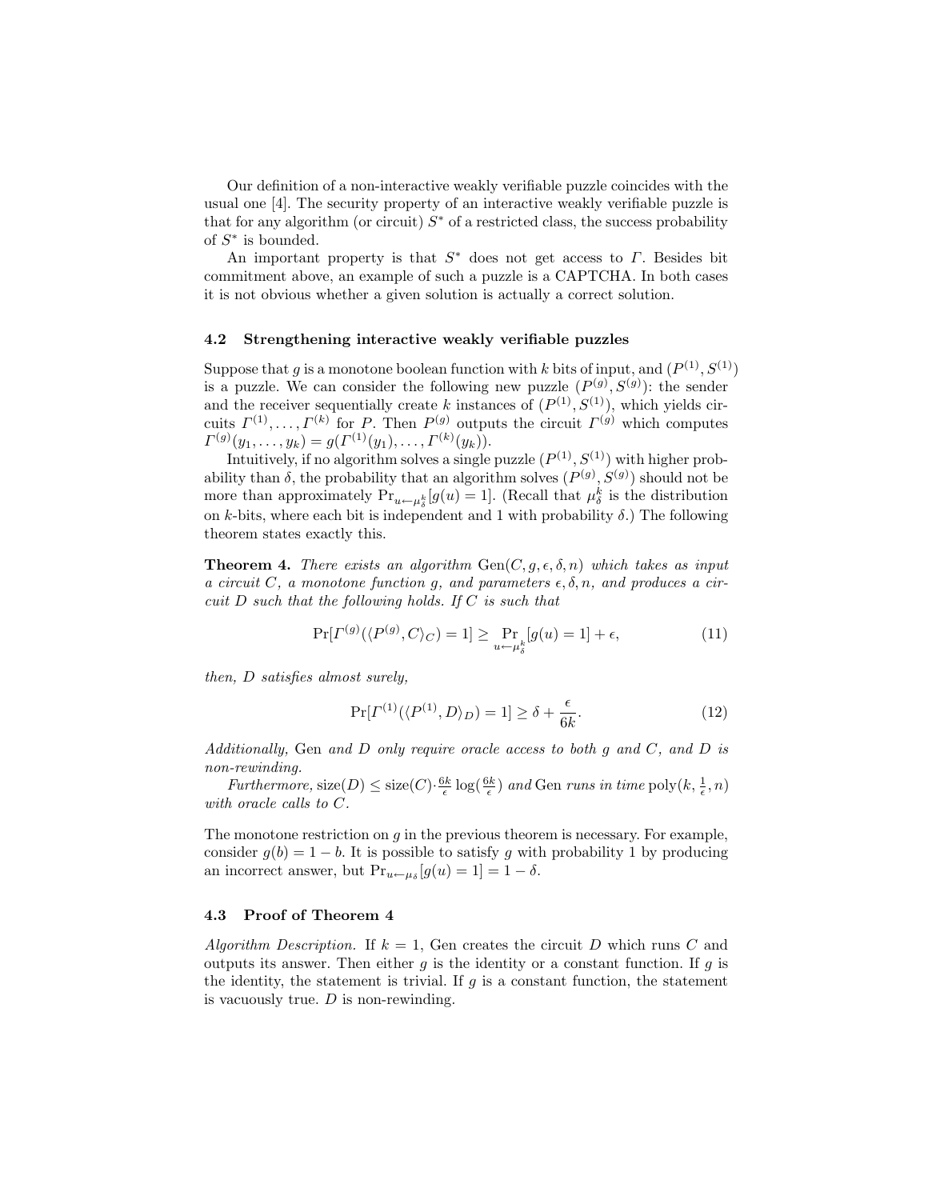Our definition of a non-interactive weakly verifiable puzzle coincides with the usual one [4]. The security property of an interactive weakly verifiable puzzle is that for any algorithm (or circuit) $S^*$ of a restricted class, the success probability of $S^*$ is bounded.

An important property is that $S^*$ does not get access to $\Gamma$. Besides bit commitment above, an example of such a puzzle is a CAPTCHA. In both cases it is not obvious whether a given solution is actually a correct solution.

### 4.2 Strengthening interactive weakly verifiable puzzles

Suppose that $g$ is a monotone boolean function with $k$ bits of input, and $(P^{(1)}, S^{(1)})$ is a puzzle. We can consider the following new puzzle $(P^{(g)}, S^{(g)})$: the sender and the receiver sequentially create $k$ instances of $(P^{(1)}, S^{(1)})$, which yields circuits $\Gamma^{(1)}, \ldots, \Gamma^{(k)}$ for $P$. Then $P^{(g)}$ outputs the circuit $\Gamma^{(g)}$ which computes $\Gamma^{(g)}(y_1, \ldots, y_k) = g(\Gamma^{(1)}(y_1), \ldots, \Gamma^{(k)}(y_k))$.

Intuitively, if no algorithm solves a single puzzle $(P^{(1)}, S^{(1)})$ with higher probability than $\delta$, the probability that an algorithm solves $(P^{(g)}, S^{(g)})$ should not be more than approximately $\Pr_{u \leftarrow \mu_\delta^k}[g(u) = 1]$. (Recall that $\mu_\delta^k$ is the distribution on $k$-bits, where each bit is independent and 1 with probability $\delta$.) The following theorem states exactly this.

**Theorem 4.** *There exists an algorithm* $\mathrm{Gen}(C, g, \epsilon, \delta, n)$ *which takes as input a circuit* $C$*, a monotone function* $g$*, and parameters* $\epsilon, \delta, n$*, and produces a circuit* $D$ *such that the following holds. If* $C$ *is such that*

$$\Pr[\Gamma^{(g)}(\langle P^{(g)}, C \rangle_C) = 1] \geq \Pr_{u \leftarrow \mu_\delta^k}[g(u) = 1] + \epsilon, \tag{11}$$

*then,* $D$ *satisfies almost surely,*

$$\Pr[\Gamma^{(1)}(\langle P^{(1)}, D \rangle_D) = 1] \geq \delta + \frac{\epsilon}{6k}. \tag{12}$$

*Additionally,* Gen *and* $D$ *only require oracle access to both* $g$ *and* $C$*, and* $D$ *is non-rewinding.*

*Furthermore,* $\mathrm{size}(D) \leq \mathrm{size}(C) \cdot \frac{6k}{\epsilon} \log(\frac{6k}{\epsilon})$ *and* Gen *runs in time* $\mathrm{poly}(k, \frac{1}{\epsilon}, n)$ *with oracle calls to* $C$*.*

The monotone restriction on $g$ in the previous theorem is necessary. For example, consider $g(b) = 1 - b$. It is possible to satisfy $g$ with probability 1 by producing an incorrect answer, but $\Pr_{u \leftarrow \mu_\delta}[g(u) = 1] = 1 - \delta$.

### 4.3 Proof of Theorem 4

*Algorithm Description.* If $k = 1$, Gen creates the circuit $D$ which runs $C$ and outputs its answer. Then either $g$ is the identity or a constant function. If $g$ is the identity, the statement is trivial. If $g$ is a constant function, the statement is vacuously true. $D$ is non-rewinding.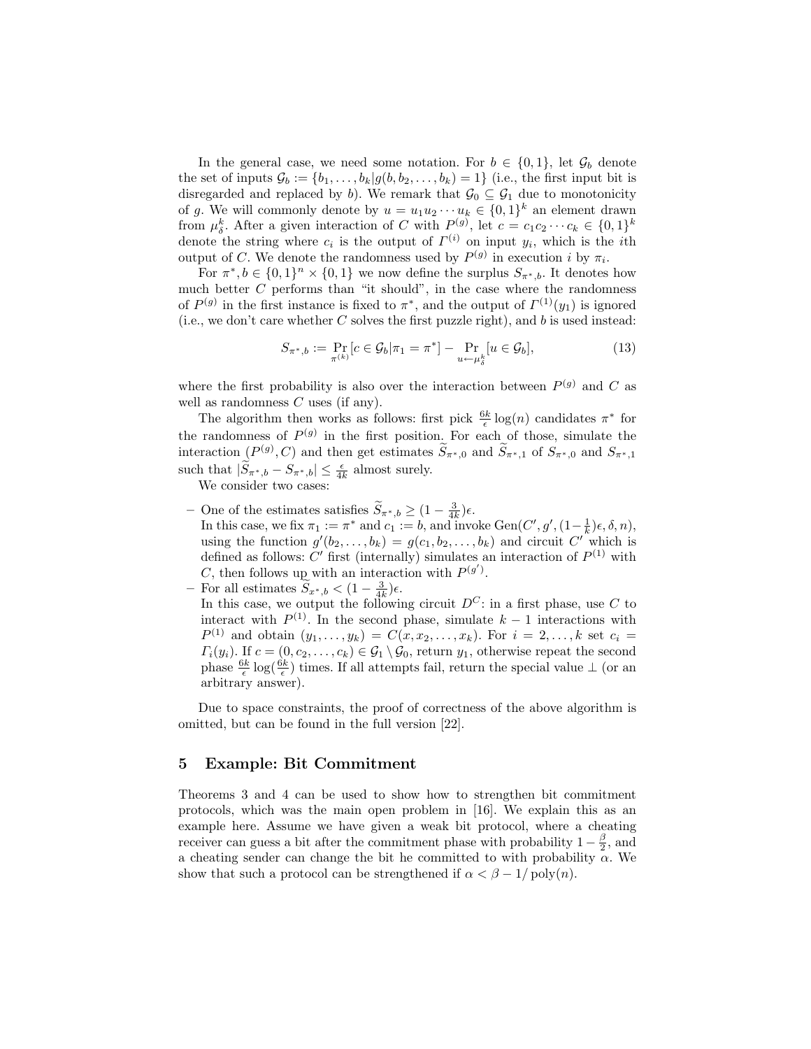In the general case, we need some notation. For $b \in \{0,1\}$, let $\mathcal{G}_b$ denote the set of inputs $\mathcal{G}_b := \{b_1, \ldots, b_k | g(b, b_2, \ldots, b_k) = 1\}$ (i.e., the first input bit is disregarded and replaced by $b$). We remark that $\mathcal{G}_0 \subseteq \mathcal{G}_1$ due to monotonicity of $g$. We will commonly denote by $u = u_1 u_2 \cdots u_k \in \{0,1\}^k$ an element drawn from $\mu_\delta^k$. After a given interaction of $C$ with $P^{(g)}$, let $c = c_1 c_2 \cdots c_k \in \{0,1\}^k$ denote the string where $c_i$ is the output of $\Gamma^{(i)}$ on input $y_i$, which is the $i$th output of $C$. We denote the randomness used by $P^{(g)}$ in execution $i$ by $\pi_i$.

For $\pi^*, b \in \{0,1\}^n \times \{0,1\}$ we now define the surplus $S_{\pi^*,b}$. It denotes how much better $C$ performs than "it should", in the case where the randomness of $P^{(g)}$ in the first instance is fixed to $\pi^*$, and the output of $\Gamma^{(1)}(y_1)$ is ignored (i.e., we don't care whether $C$ solves the first puzzle right), and $b$ is used instead:

$$S_{\pi^*,b} := \Pr_{\pi^{(k)}}[c \in \mathcal{G}_b | \pi_1 = \pi^*] - \Pr_{u \leftarrow \mu_\delta^k}[u \in \mathcal{G}_b], \tag{13}$$

where the first probability is also over the interaction between $P^{(g)}$ and $C$ as well as randomness $C$ uses (if any).

The algorithm then works as follows: first pick $\frac{6k}{\epsilon}\log(n)$ candidates $\pi^*$ for the randomness of $P^{(g)}$ in the first position. For each of those, simulate the interaction $(P^{(g)}, C)$ and then get estimates $\widetilde{S}_{\pi^*,0}$ and $\widetilde{S}_{\pi^*,1}$ of $S_{\pi^*,0}$ and $S_{\pi^*,1}$ such that $|\widetilde{S}_{\pi^*,b} - S_{\pi^*,b}| \leq \frac{\epsilon}{4k}$ almost surely.

We consider two cases:

- One of the estimates satisfies $\widetilde{S}_{\pi^*,b} \geq (1 - \frac{3}{4k})\epsilon$.
  In this case, we fix $\pi_1 := \pi^*$ and $c_1 := b$, and invoke $\mathrm{Gen}(C', g', (1-\frac{1}{k})\epsilon, \delta, n)$, using the function $g'(b_2, \ldots, b_k) = g(c_1, b_2, \ldots, b_k)$ and circuit $C'$ which is defined as follows: $C'$ first (internally) simulates an interaction of $P^{(1)}$ with $C$, then follows up with an interaction with $P^{(g')}$.
- For all estimates $\widetilde{S}_{x^*,b} < (1 - \frac{3}{4k})\epsilon$.
  In this case, we output the following circuit $D^C$: in a first phase, use $C$ to interact with $P^{(1)}$. In the second phase, simulate $k-1$ interactions with $P^{(1)}$ and obtain $(y_1, \ldots, y_k) = C(x, x_2, \ldots, x_k)$. For $i = 2, \ldots, k$ set $c_i = \Gamma_i(y_i)$. If $c = (0, c_2, \ldots, c_k) \in \mathcal{G}_1 \setminus \mathcal{G}_0$, return $y_1$, otherwise repeat the second phase $\frac{6k}{\epsilon}\log(\frac{6k}{\epsilon})$ times. If all attempts fail, return the special value $\perp$ (or an arbitrary answer).

Due to space constraints, the proof of correctness of the above algorithm is omitted, but can be found in the full version [22].

## 5 Example: Bit Commitment

Theorems 3 and 4 can be used to show how to strengthen bit commitment protocols, which was the main open problem in [16]. We explain this as an example here. Assume we have given a weak bit protocol, where a cheating receiver can guess a bit after the commitment phase with probability $1 - \frac{\beta}{2}$, and a cheating sender can change the bit he committed to with probability $\alpha$. We show that such a protocol can be strengthened if $\alpha < \beta - 1/\mathrm{poly}(n)$.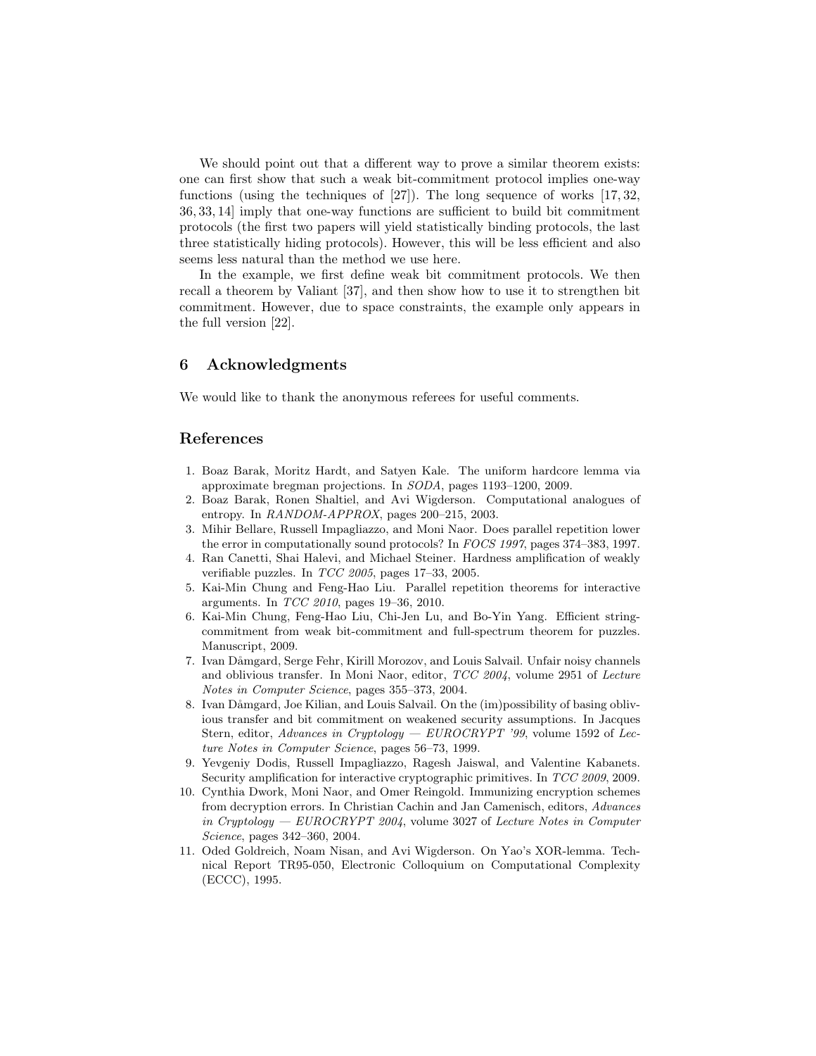We should point out that a different way to prove a similar theorem exists: one can first show that such a weak bit-commitment protocol implies one-way functions (using the techniques of [27]). The long sequence of works [17, 32, 36, 33, 14] imply that one-way functions are sufficient to build bit commitment protocols (the first two papers will yield statistically binding protocols, the last three statistically hiding protocols). However, this will be less efficient and also seems less natural than the method we use here.

In the example, we first define weak bit commitment protocols. We then recall a theorem by Valiant [37], and then show how to use it to strengthen bit commitment. However, due to space constraints, the example only appears in the full version [22].

## 6 Acknowledgments

We would like to thank the anonymous referees for useful comments.

## References

1. Boaz Barak, Moritz Hardt, and Satyen Kale. The uniform hardcore lemma via approximate bregman projections. In *SODA*, pages 1193–1200, 2009.
2. Boaz Barak, Ronen Shaltiel, and Avi Wigderson. Computational analogues of entropy. In *RANDOM-APPROX*, pages 200–215, 2003.
3. Mihir Bellare, Russell Impagliazzo, and Moni Naor. Does parallel repetition lower the error in computationally sound protocols? In *FOCS 1997*, pages 374–383, 1997.
4. Ran Canetti, Shai Halevi, and Michael Steiner. Hardness amplification of weakly verifiable puzzles. In *TCC 2005*, pages 17–33, 2005.
5. Kai-Min Chung and Feng-Hao Liu. Parallel repetition theorems for interactive arguments. In *TCC 2010*, pages 19–36, 2010.
6. Kai-Min Chung, Feng-Hao Liu, Chi-Jen Lu, and Bo-Yin Yang. Efficient string-commitment from weak bit-commitment and full-spectrum theorem for puzzles. Manuscript, 2009.
7. Ivan Dåmgard, Serge Fehr, Kirill Morozov, and Louis Salvail. Unfair noisy channels and oblivious transfer. In Moni Naor, editor, *TCC 2004*, volume 2951 of *Lecture Notes in Computer Science*, pages 355–373, 2004.
8. Ivan Dåmgard, Joe Kilian, and Louis Salvail. On the (im)possibility of basing oblivious transfer and bit commitment on weakened security assumptions. In Jacques Stern, editor, *Advances in Cryptology — EUROCRYPT '99*, volume 1592 of *Lecture Notes in Computer Science*, pages 56–73, 1999.
9. Yevgeniy Dodis, Russell Impagliazzo, Ragesh Jaiswal, and Valentine Kabanets. Security amplification for interactive cryptographic primitives. In *TCC 2009*, 2009.
10. Cynthia Dwork, Moni Naor, and Omer Reingold. Immunizing encryption schemes from decryption errors. In Christian Cachin and Jan Camenisch, editors, *Advances in Cryptology — EUROCRYPT 2004*, volume 3027 of *Lecture Notes in Computer Science*, pages 342–360, 2004.
11. Oded Goldreich, Noam Nisan, and Avi Wigderson. On Yao's XOR-lemma. Technical Report TR95-050, Electronic Colloquium on Computational Complexity (ECCC), 1995.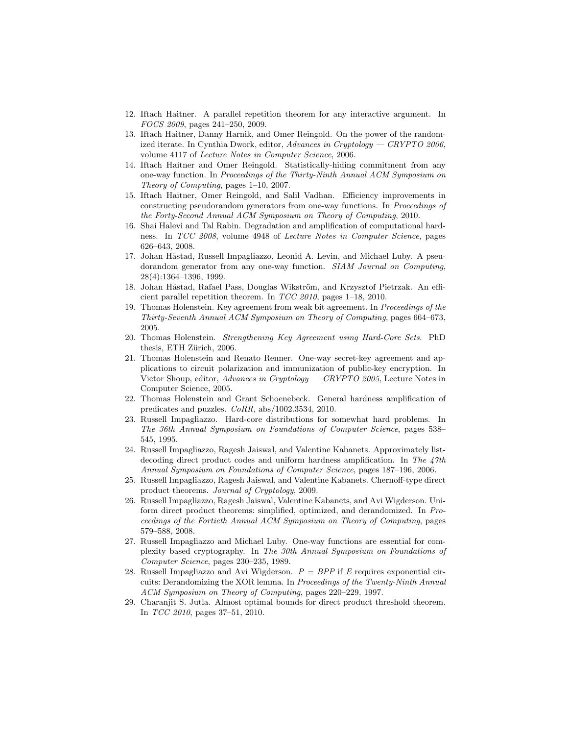12. Iftach Haitner. A parallel repetition theorem for any interactive argument. In *FOCS 2009*, pages 241–250, 2009.
13. Iftach Haitner, Danny Harnik, and Omer Reingold. On the power of the randomized iterate. In Cynthia Dwork, editor, *Advances in Cryptology — CRYPTO 2006*, volume 4117 of *Lecture Notes in Computer Science*, 2006.
14. Iftach Haitner and Omer Reingold. Statistically-hiding commitment from any one-way function. In *Proceedings of the Thirty-Ninth Annual ACM Symposium on Theory of Computing*, pages 1–10, 2007.
15. Iftach Haitner, Omer Reingold, and Salil Vadhan. Efficiency improvements in constructing pseudorandom generators from one-way functions. In *Proceedings of the Forty-Second Annual ACM Symposium on Theory of Computing*, 2010.
16. Shai Halevi and Tal Rabin. Degradation and amplification of computational hardness. In *TCC 2008*, volume 4948 of *Lecture Notes in Computer Science*, pages 626–643, 2008.
17. Johan Håstad, Russell Impagliazzo, Leonid A. Levin, and Michael Luby. A pseudorandom generator from any one-way function. *SIAM Journal on Computing*, 28(4):1364–1396, 1999.
18. Johan Håstad, Rafael Pass, Douglas Wikström, and Krzysztof Pietrzak. An efficient parallel repetition theorem. In *TCC 2010*, pages 1–18, 2010.
19. Thomas Holenstein. Key agreement from weak bit agreement. In *Proceedings of the Thirty-Seventh Annual ACM Symposium on Theory of Computing*, pages 664–673, 2005.
20. Thomas Holenstein. *Strengthening Key Agreement using Hard-Core Sets*. PhD thesis, ETH Zürich, 2006.
21. Thomas Holenstein and Renato Renner. One-way secret-key agreement and applications to circuit polarization and immunization of public-key encryption. In Victor Shoup, editor, *Advances in Cryptology — CRYPTO 2005*, Lecture Notes in Computer Science, 2005.
22. Thomas Holenstein and Grant Schoenebeck. General hardness amplification of predicates and puzzles. *CoRR*, abs/1002.3534, 2010.
23. Russell Impagliazzo. Hard-core distributions for somewhat hard problems. In *The 36th Annual Symposium on Foundations of Computer Science*, pages 538–545, 1995.
24. Russell Impagliazzo, Ragesh Jaiswal, and Valentine Kabanets. Approximately list-decoding direct product codes and uniform hardness amplification. In *The 47th Annual Symposium on Foundations of Computer Science*, pages 187–196, 2006.
25. Russell Impagliazzo, Ragesh Jaiswal, and Valentine Kabanets. Chernoff-type direct product theorems. *Journal of Cryptology*, 2009.
26. Russell Impagliazzo, Ragesh Jaiswal, Valentine Kabanets, and Avi Wigderson. Uniform direct product theorems: simplified, optimized, and derandomized. In *Proceedings of the Fortieth Annual ACM Symposium on Theory of Computing*, pages 579–588, 2008.
27. Russell Impagliazzo and Michael Luby. One-way functions are essential for complexity based cryptography. In *The 30th Annual Symposium on Foundations of Computer Science*, pages 230–235, 1989.
28. Russell Impagliazzo and Avi Wigderson. $P = BPP$ if $E$ requires exponential circuits: Derandomizing the XOR lemma. In *Proceedings of the Twenty-Ninth Annual ACM Symposium on Theory of Computing*, pages 220–229, 1997.
29. Charanjit S. Jutla. Almost optimal bounds for direct product threshold theorem. In *TCC 2010*, pages 37–51, 2010.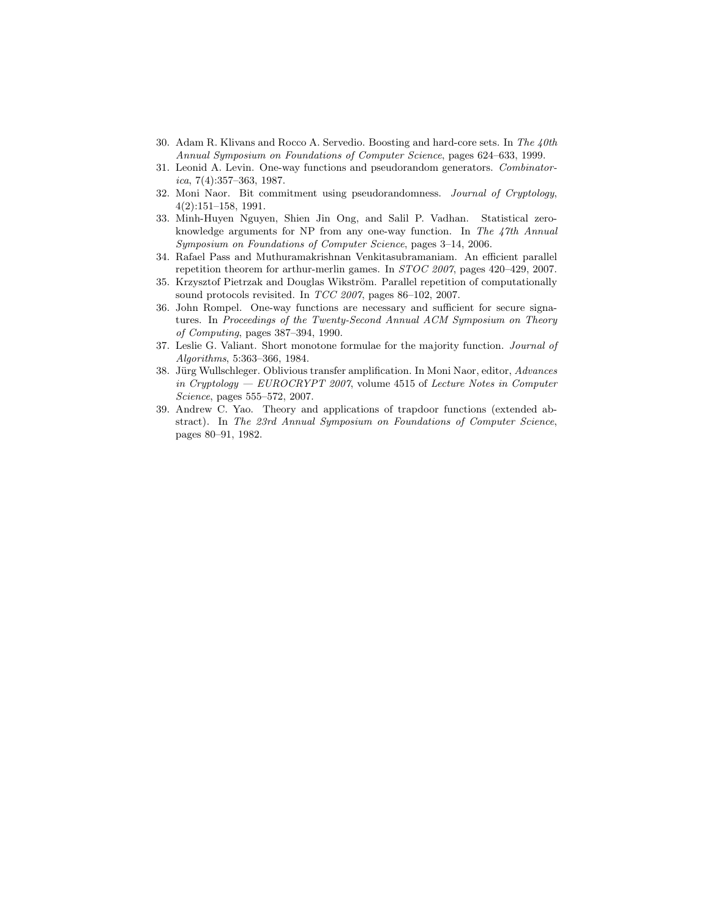30. Adam R. Klivans and Rocco A. Servedio. Boosting and hard-core sets. In *The 40th Annual Symposium on Foundations of Computer Science*, pages 624–633, 1999.
31. Leonid A. Levin. One-way functions and pseudorandom generators. *Combinatorica*, 7(4):357–363, 1987.
32. Moni Naor. Bit commitment using pseudorandomness. *Journal of Cryptology*, 4(2):151–158, 1991.
33. Minh-Huyen Nguyen, Shien Jin Ong, and Salil P. Vadhan. Statistical zero-knowledge arguments for NP from any one-way function. In *The 47th Annual Symposium on Foundations of Computer Science*, pages 3–14, 2006.
34. Rafael Pass and Muthuramakrishnan Venkitasubramaniam. An efficient parallel repetition theorem for arthur-merlin games. In *STOC 2007*, pages 420–429, 2007.
35. Krzysztof Pietrzak and Douglas Wikström. Parallel repetition of computationally sound protocols revisited. In *TCC 2007*, pages 86–102, 2007.
36. John Rompel. One-way functions are necessary and sufficient for secure signatures. In *Proceedings of the Twenty-Second Annual ACM Symposium on Theory of Computing*, pages 387–394, 1990.
37. Leslie G. Valiant. Short monotone formulae for the majority function. *Journal of Algorithms*, 5:363–366, 1984.
38. Jürg Wullschleger. Oblivious transfer amplification. In Moni Naor, editor, *Advances in Cryptology — EUROCRYPT 2007*, volume 4515 of *Lecture Notes in Computer Science*, pages 555–572, 2007.
39. Andrew C. Yao. Theory and applications of trapdoor functions (extended abstract). In *The 23rd Annual Symposium on Foundations of Computer Science*, pages 80–91, 1982.